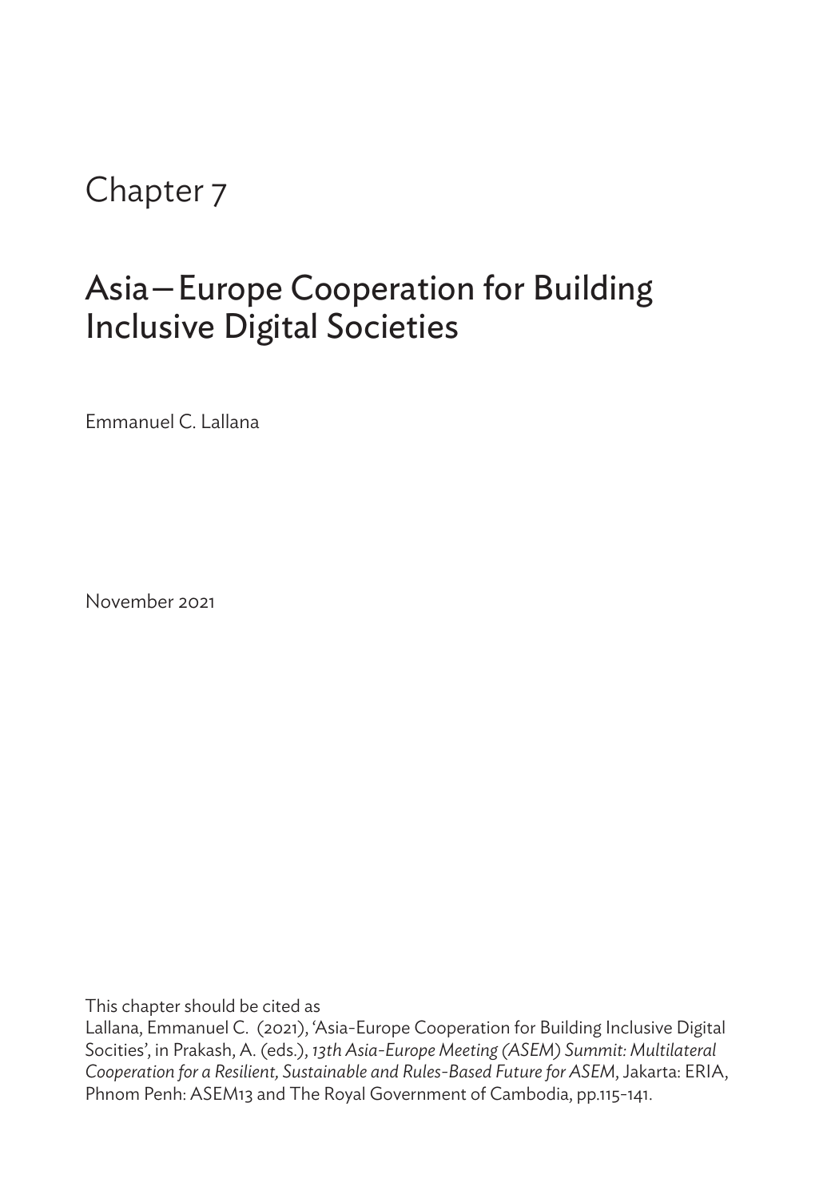# Chapter 7

## Asia–Europe Cooperation for Building Inclusive Digital Societies

Emmanuel C. Lallana

November 2021

This chapter should be cited as

Lallana, Emmanuel C. (2021), 'Asia-Europe Cooperation for Building Inclusive Digital Socities', in Prakash, A. (eds.), *13th Asia-Europe Meeting (ASEM) Summit: Multilateral Cooperation for a Resilient, Sustainable and Rules-Based Future for ASEM*, Jakarta: ERIA, Phnom Penh: ASEM13 and The Royal Government of Cambodia, pp.115-141.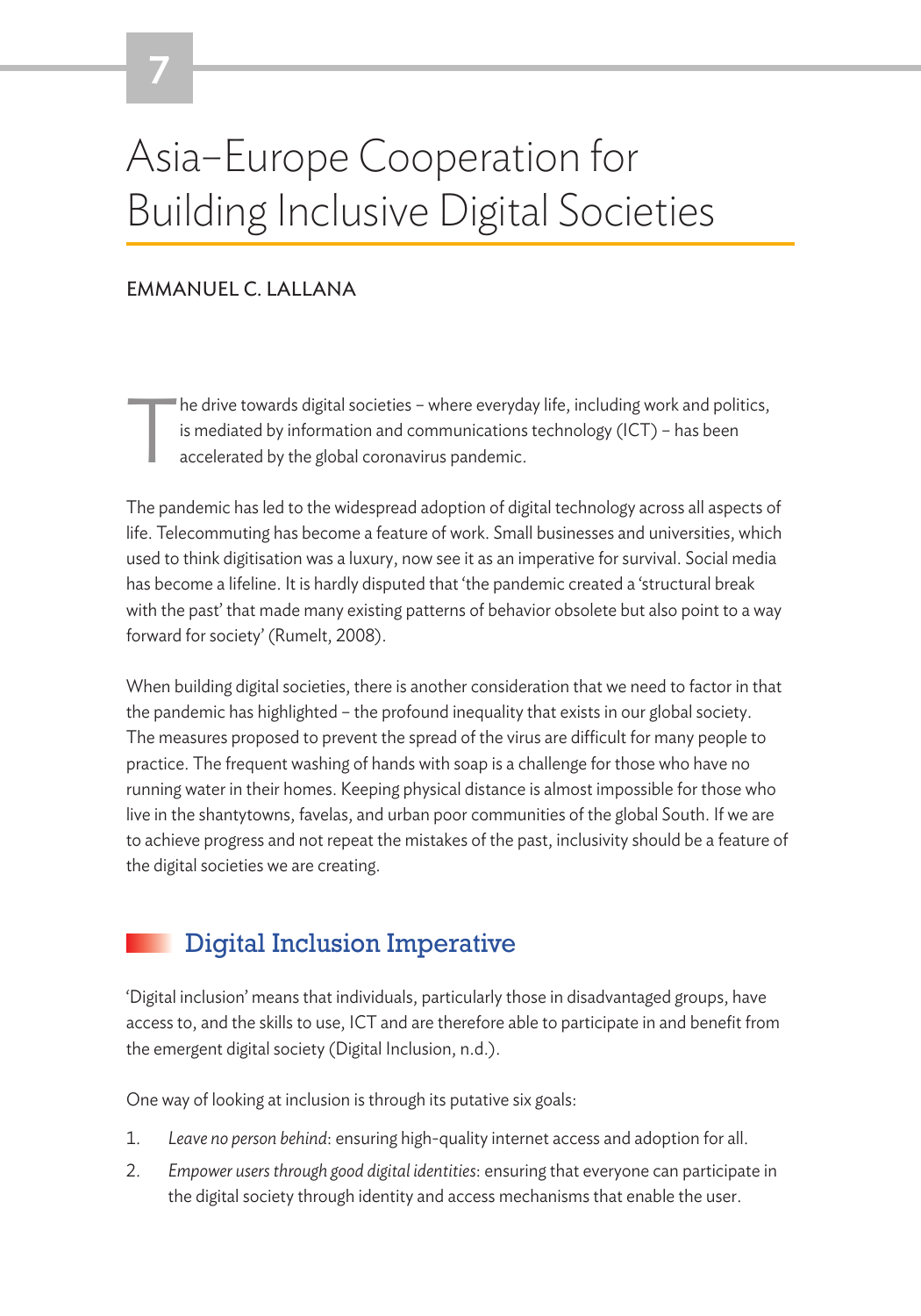# 7

# Asia–Europe Cooperation for Building Inclusive Digital Societies

EMMANUEL C. LALLANA

The drive towards digital societies – where everyday life, including work and politics, is mediated by information and communications technology (ICT) – has been accelerated by the global coronavirus pandemic.

The pandemic has led to the widespread adoption of digital technology across all aspects of life. Telecommuting has become a feature of work. Small businesses and universities, which used to think digitisation was a luxury, now see it as an imperative for survival. Social media has become a lifeline. It is hardly disputed that 'the pandemic created a 'structural break with the past' that made many existing patterns of behavior obsolete but also point to a way forward for society' (Rumelt, 2008).

When building digital societies, there is another consideration that we need to factor in that the pandemic has highlighted – the profound inequality that exists in our global society. The measures proposed to prevent the spread of the virus are difficult for many people to practice. The frequent washing of hands with soap is a challenge for those who have no running water in their homes. Keeping physical distance is almost impossible for those who live in the shantytowns, favelas, and urban poor communities of the global South. If we are to achieve progress and not repeat the mistakes of the past, inclusivity should be a feature of the digital societies we are creating.

## Digital Inclusion Imperative

'Digital inclusion' means that individuals, particularly those in disadvantaged groups, have access to, and the skills to use, ICT and are therefore able to participate in and benefit from the emergent digital society (Digital Inclusion, n.d.).

One way of looking at inclusion is through its putative six goals:

1. *Leave no person behind*: ensuring high-quality internet access and adoption for all.
2. *Empower users through good digital identities*: ensuring that everyone can participate in the digital society through identity and access mechanisms that enable the user.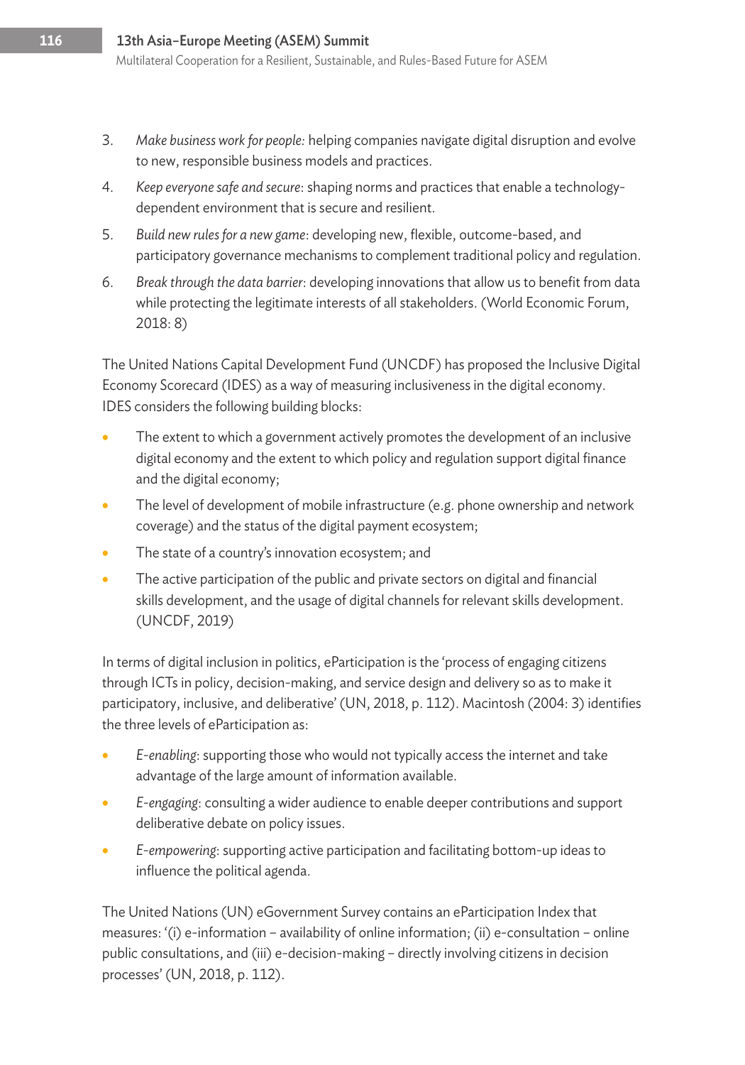3. *Make business work for people:* helping companies navigate digital disruption and evolve to new, responsible business models and practices.
4. *Keep everyone safe and secure*: shaping norms and practices that enable a technology-dependent environment that is secure and resilient.
5. *Build new rules for a new game*: developing new, flexible, outcome-based, and participatory governance mechanisms to complement traditional policy and regulation.
6. *Break through the data barrier*: developing innovations that allow us to benefit from data while protecting the legitimate interests of all stakeholders. (World Economic Forum, 2018: 8)

The United Nations Capital Development Fund (UNCDF) has proposed the Inclusive Digital Economy Scorecard (IDES) as a way of measuring inclusiveness in the digital economy. IDES considers the following building blocks:

- The extent to which a government actively promotes the development of an inclusive digital economy and the extent to which policy and regulation support digital finance and the digital economy;
- The level of development of mobile infrastructure (e.g. phone ownership and network coverage) and the status of the digital payment ecosystem;
- The state of a country's innovation ecosystem; and
- The active participation of the public and private sectors on digital and financial skills development, and the usage of digital channels for relevant skills development. (UNCDF, 2019)

In terms of digital inclusion in politics, eParticipation is the 'process of engaging citizens through ICTs in policy, decision-making, and service design and delivery so as to make it participatory, inclusive, and deliberative' (UN, 2018, p. 112). Macintosh (2004: 3) identifies the three levels of eParticipation as:

- *E-enabling*: supporting those who would not typically access the internet and take advantage of the large amount of information available.
- *E-engaging*: consulting a wider audience to enable deeper contributions and support deliberative debate on policy issues.
- *E-empowering*: supporting active participation and facilitating bottom-up ideas to influence the political agenda.

The United Nations (UN) eGovernment Survey contains an eParticipation Index that measures: '(i) e-information – availability of online information; (ii) e-consultation – online public consultations, and (iii) e-decision-making – directly involving citizens in decision processes' (UN, 2018, p. 112).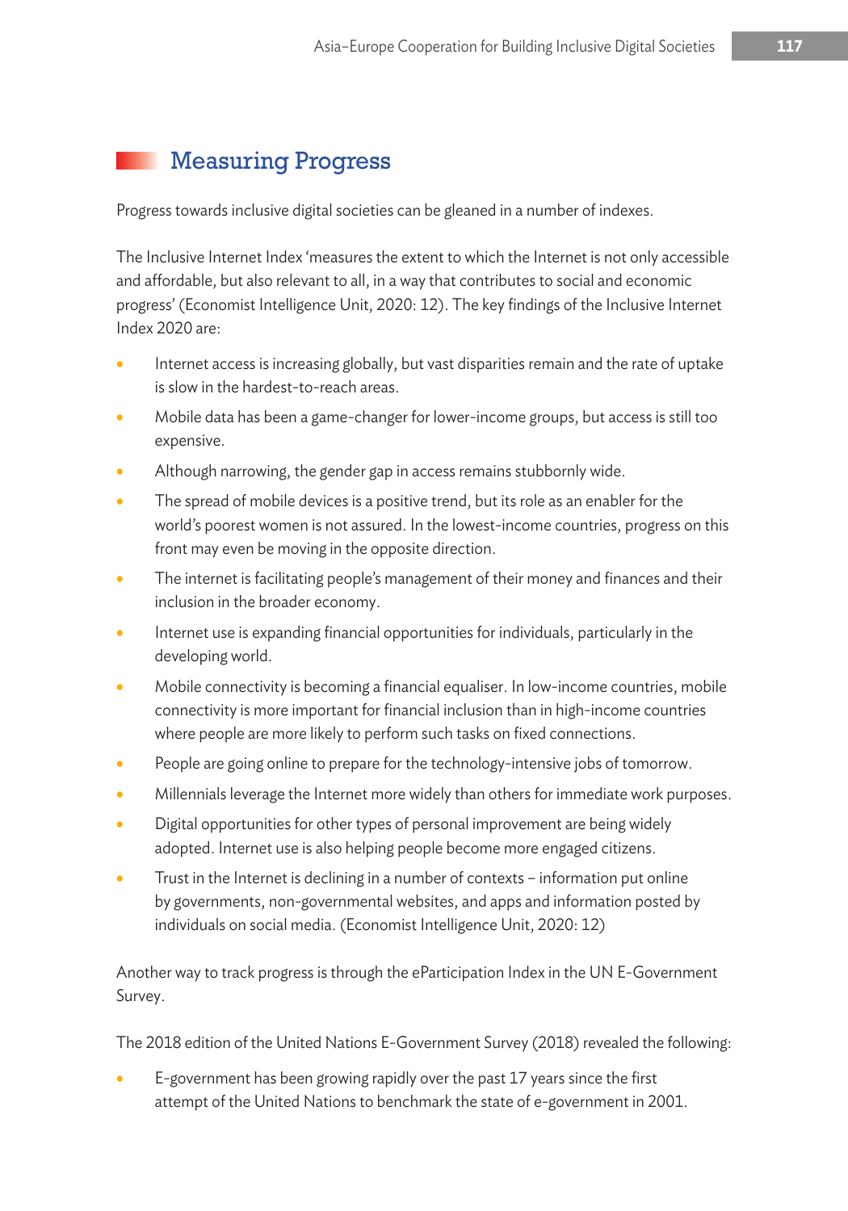## Measuring Progress

Progress towards inclusive digital societies can be gleaned in a number of indexes.

The Inclusive Internet Index 'measures the extent to which the Internet is not only accessible and affordable, but also relevant to all, in a way that contributes to social and economic progress' (Economist Intelligence Unit, 2020: 12). The key findings of the Inclusive Internet Index 2020 are:

- Internet access is increasing globally, but vast disparities remain and the rate of uptake is slow in the hardest-to-reach areas.
- Mobile data has been a game-changer for lower-income groups, but access is still too expensive.
- Although narrowing, the gender gap in access remains stubbornly wide.
- The spread of mobile devices is a positive trend, but its role as an enabler for the world's poorest women is not assured. In the lowest-income countries, progress on this front may even be moving in the opposite direction.
- The internet is facilitating people's management of their money and finances and their inclusion in the broader economy.
- Internet use is expanding financial opportunities for individuals, particularly in the developing world.
- Mobile connectivity is becoming a financial equaliser. In low-income countries, mobile connectivity is more important for financial inclusion than in high-income countries where people are more likely to perform such tasks on fixed connections.
- People are going online to prepare for the technology-intensive jobs of tomorrow.
- Millennials leverage the Internet more widely than others for immediate work purposes.
- Digital opportunities for other types of personal improvement are being widely adopted. Internet use is also helping people become more engaged citizens.
- Trust in the Internet is declining in a number of contexts – information put online by governments, non-governmental websites, and apps and information posted by individuals on social media. (Economist Intelligence Unit, 2020: 12)

Another way to track progress is through the eParticipation Index in the UN E-Government Survey.

The 2018 edition of the United Nations E-Government Survey (2018) revealed the following:

- E-government has been growing rapidly over the past 17 years since the first attempt of the United Nations to benchmark the state of e-government in 2001.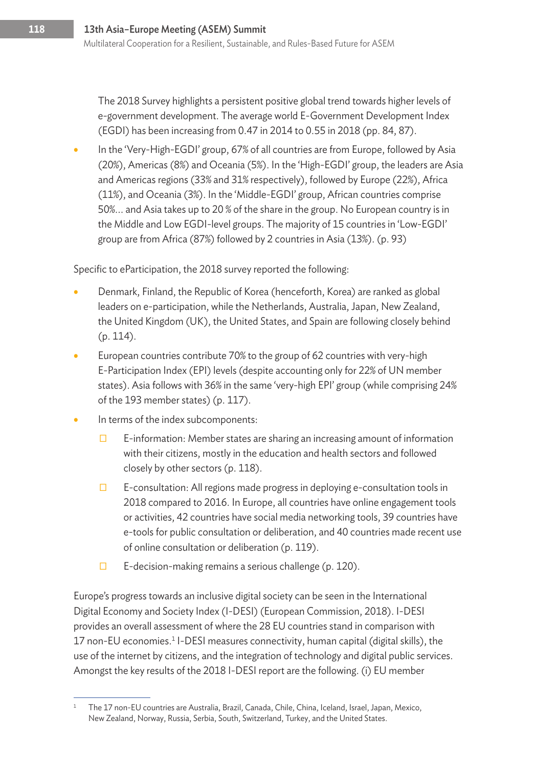The 2018 Survey highlights a persistent positive global trend towards higher levels of e-government development. The average world E-Government Development Index (EGDI) has been increasing from 0.47 in 2014 to 0.55 in 2018 (pp. 84, 87).

- In the 'Very-High-EGDI' group, 67% of all countries are from Europe, followed by Asia (20%), Americas (8%) and Oceania (5%). In the 'High-EGDI' group, the leaders are Asia and Americas regions (33% and 31% respectively), followed by Europe (22%), Africa (11%), and Oceania (3%). In the 'Middle-EGDI' group, African countries comprise 50%... and Asia takes up to 20 % of the share in the group. No European country is in the Middle and Low EGDI-level groups. The majority of 15 countries in 'Low-EGDI' group are from Africa (87%) followed by 2 countries in Asia (13%). (p. 93)

Specific to eParticipation, the 2018 survey reported the following:

- Denmark, Finland, the Republic of Korea (henceforth, Korea) are ranked as global leaders on e-participation, while the Netherlands, Australia, Japan, New Zealand, the United Kingdom (UK), the United States, and Spain are following closely behind (p. 114).
- European countries contribute 70% to the group of 62 countries with very-high E-Participation Index (EPI) levels (despite accounting only for 22% of UN member states). Asia follows with 36% in the same 'very-high EPI' group (while comprising 24% of the 193 member states) (p. 117).
- In terms of the index subcomponents:
  - E-information: Member states are sharing an increasing amount of information with their citizens, mostly in the education and health sectors and followed closely by other sectors (p. 118).
  - E-consultation: All regions made progress in deploying e-consultation tools in 2018 compared to 2016. In Europe, all countries have online engagement tools or activities, 42 countries have social media networking tools, 39 countries have e-tools for public consultation or deliberation, and 40 countries made recent use of online consultation or deliberation (p. 119).
  - E-decision-making remains a serious challenge (p. 120).

Europe's progress towards an inclusive digital society can be seen in the International Digital Economy and Society Index (I-DESI) (European Commission, 2018). I-DESI provides an overall assessment of where the 28 EU countries stand in comparison with 17 non-EU economies.[1] I-DESI measures connectivity, human capital (digital skills), the use of the internet by citizens, and the integration of technology and digital public services. Amongst the key results of the 2018 I-DESI report are the following. (i) EU member

[1] The 17 non-EU countries are Australia, Brazil, Canada, Chile, China, Iceland, Israel, Japan, Mexico, New Zealand, Norway, Russia, Serbia, South, Switzerland, Turkey, and the United States.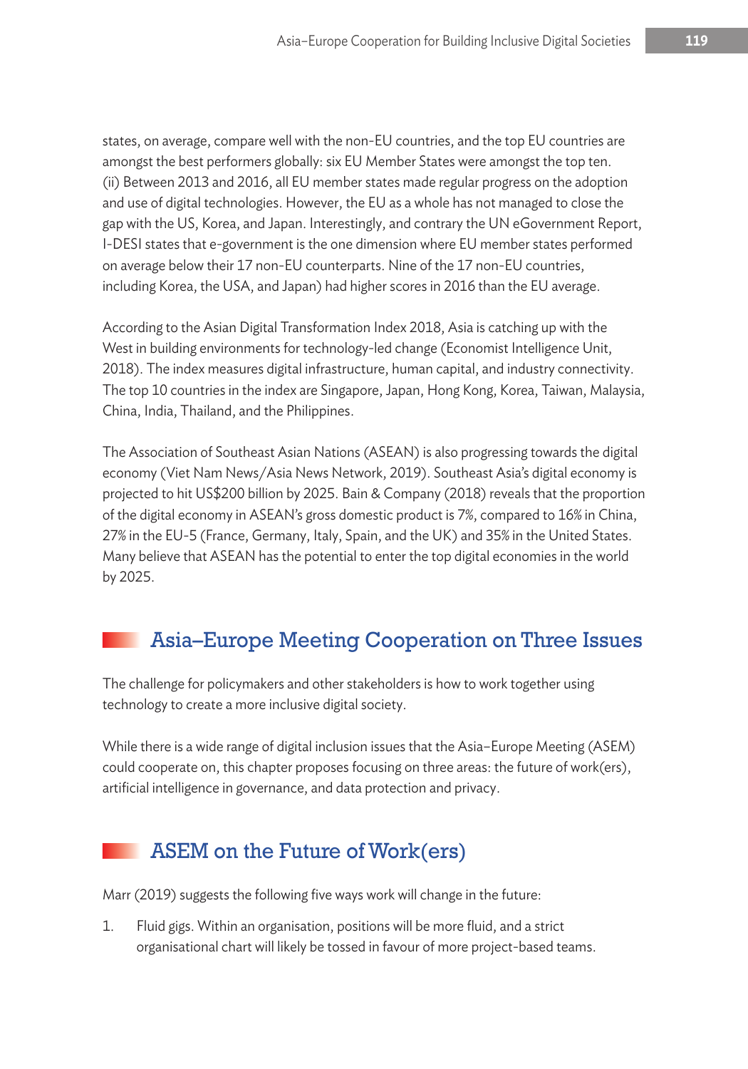states, on average, compare well with the non-EU countries, and the top EU countries are amongst the best performers globally: six EU Member States were amongst the top ten. (ii) Between 2013 and 2016, all EU member states made regular progress on the adoption and use of digital technologies. However, the EU as a whole has not managed to close the gap with the US, Korea, and Japan. Interestingly, and contrary the UN eGovernment Report, I-DESI states that e-government is the one dimension where EU member states performed on average below their 17 non-EU counterparts. Nine of the 17 non-EU countries, including Korea, the USA, and Japan) had higher scores in 2016 than the EU average.

According to the Asian Digital Transformation Index 2018, Asia is catching up with the West in building environments for technology-led change (Economist Intelligence Unit, 2018). The index measures digital infrastructure, human capital, and industry connectivity. The top 10 countries in the index are Singapore, Japan, Hong Kong, Korea, Taiwan, Malaysia, China, India, Thailand, and the Philippines.

The Association of Southeast Asian Nations (ASEAN) is also progressing towards the digital economy (Viet Nam News/Asia News Network, 2019). Southeast Asia's digital economy is projected to hit US$200 billion by 2025. Bain & Company (2018) reveals that the proportion of the digital economy in ASEAN's gross domestic product is 7%, compared to 16% in China, 27% in the EU-5 (France, Germany, Italy, Spain, and the UK) and 35% in the United States. Many believe that ASEAN has the potential to enter the top digital economies in the world by 2025.

## Asia–Europe Meeting Cooperation on Three Issues

The challenge for policymakers and other stakeholders is how to work together using technology to create a more inclusive digital society.

While there is a wide range of digital inclusion issues that the Asia–Europe Meeting (ASEM) could cooperate on, this chapter proposes focusing on three areas: the future of work(ers), artificial intelligence in governance, and data protection and privacy.

## ASEM on the Future of Work(ers)

Marr (2019) suggests the following five ways work will change in the future:

1. Fluid gigs. Within an organisation, positions will be more fluid, and a strict organisational chart will likely be tossed in favour of more project-based teams.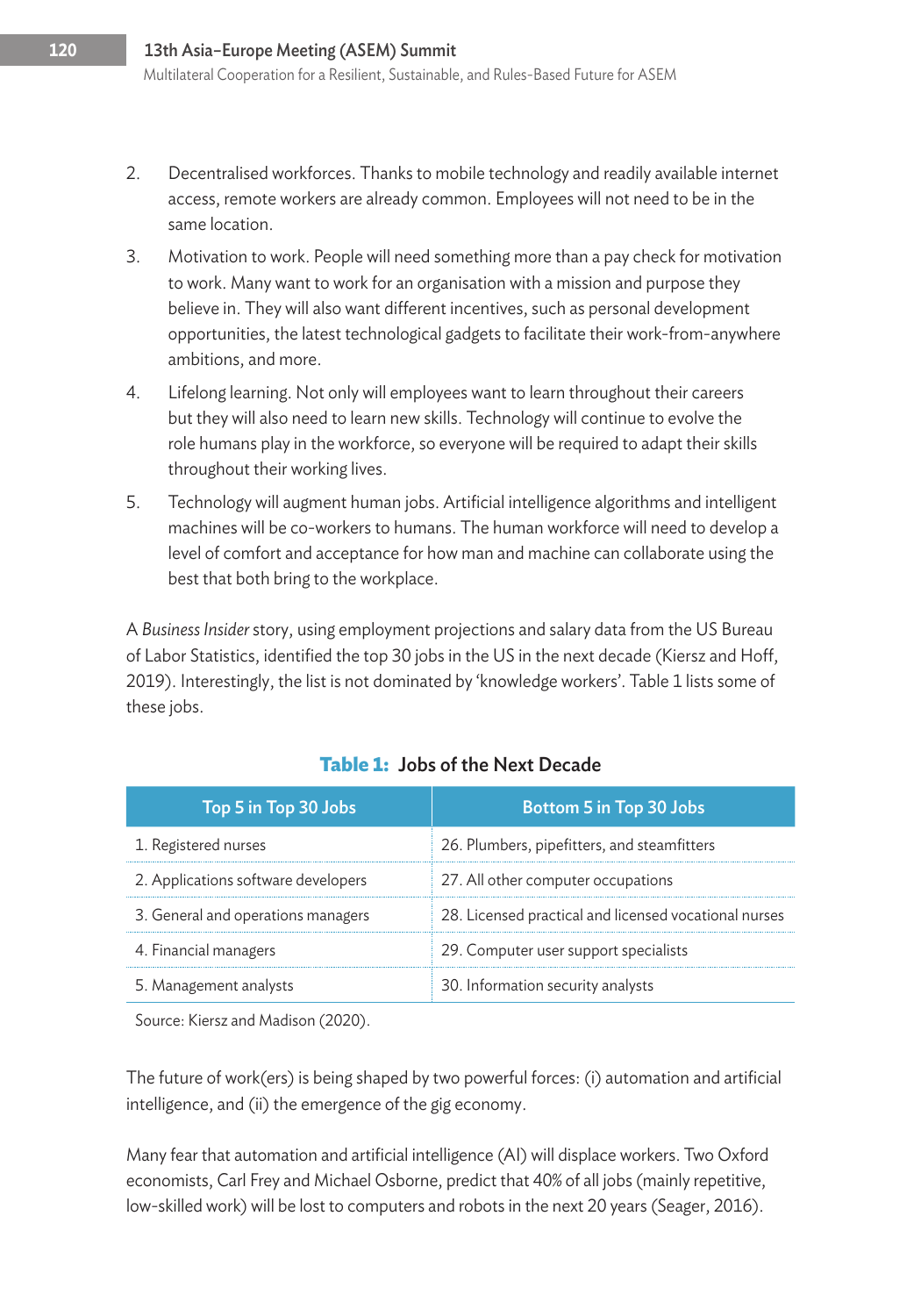2. Decentralised workforces. Thanks to mobile technology and readily available internet access, remote workers are already common. Employees will not need to be in the same location.
3. Motivation to work. People will need something more than a pay check for motivation to work. Many want to work for an organisation with a mission and purpose they believe in. They will also want different incentives, such as personal development opportunities, the latest technological gadgets to facilitate their work-from-anywhere ambitions, and more.
4. Lifelong learning. Not only will employees want to learn throughout their careers but they will also need to learn new skills. Technology will continue to evolve the role humans play in the workforce, so everyone will be required to adapt their skills throughout their working lives.
5. Technology will augment human jobs. Artificial intelligence algorithms and intelligent machines will be co-workers to humans. The human workforce will need to develop a level of comfort and acceptance for how man and machine can collaborate using the best that both bring to the workplace.

A *Business Insider* story, using employment projections and salary data from the US Bureau of Labor Statistics, identified the top 30 jobs in the US in the next decade (Kiersz and Hoff, 2019). Interestingly, the list is not dominated by 'knowledge workers'. Table 1 lists some of these jobs.

**Table 1: Jobs of the Next Decade**

| Top 5 in Top 30 Jobs | Bottom 5 in Top 30 Jobs |
|---|---|
| 1. Registered nurses | 26. Plumbers, pipefitters, and steamfitters |
| 2. Applications software developers | 27. All other computer occupations |
| 3. General and operations managers | 28. Licensed practical and licensed vocational nurses |
| 4. Financial managers | 29. Computer user support specialists |
| 5. Management analysts | 30. Information security analysts |

Source: Kiersz and Madison (2020).

The future of work(ers) is being shaped by two powerful forces: (i) automation and artificial intelligence, and (ii) the emergence of the gig economy.

Many fear that automation and artificial intelligence (AI) will displace workers. Two Oxford economists, Carl Frey and Michael Osborne, predict that 40% of all jobs (mainly repetitive, low-skilled work) will be lost to computers and robots in the next 20 years (Seager, 2016).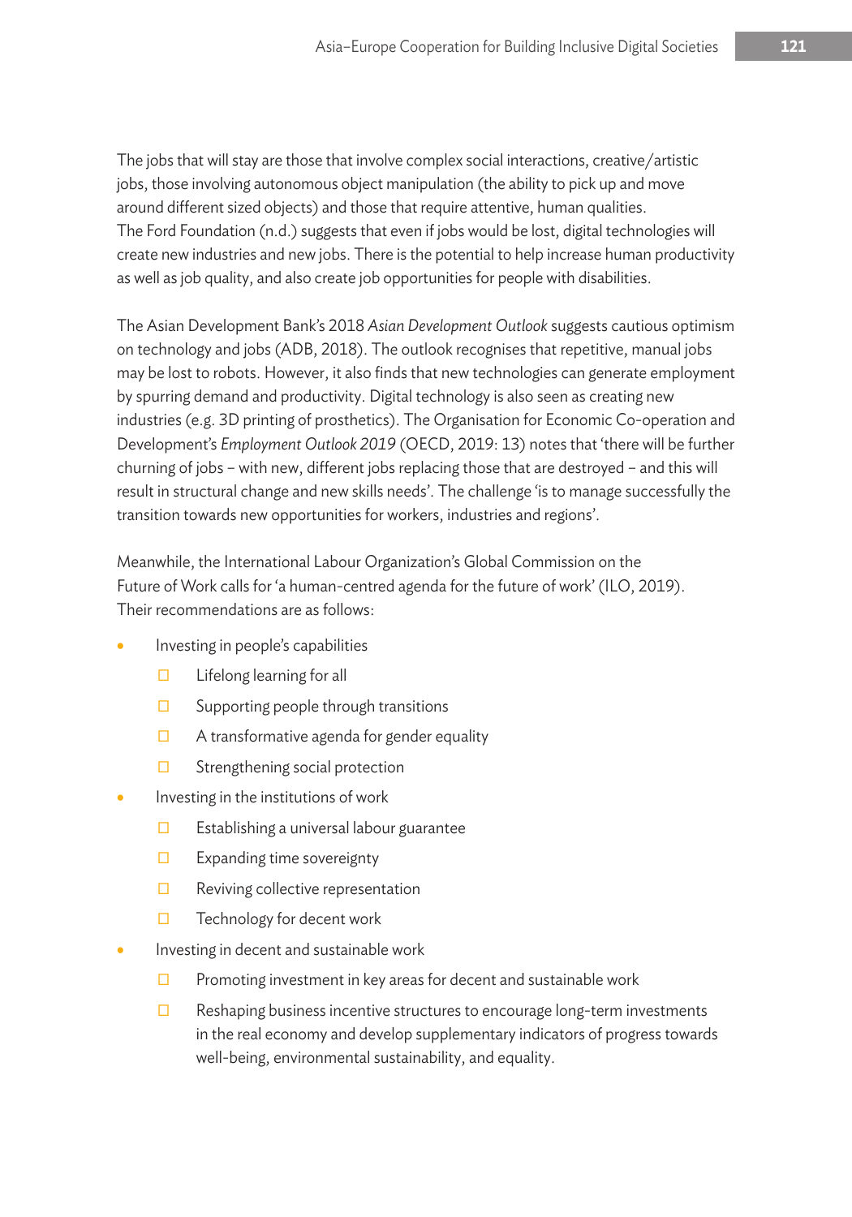The jobs that will stay are those that involve complex social interactions, creative/artistic jobs, those involving autonomous object manipulation (the ability to pick up and move around different sized objects) and those that require attentive, human qualities. The Ford Foundation (n.d.) suggests that even if jobs would be lost, digital technologies will create new industries and new jobs. There is the potential to help increase human productivity as well as job quality, and also create job opportunities for people with disabilities.

The Asian Development Bank's 2018 *Asian Development Outlook* suggests cautious optimism on technology and jobs (ADB, 2018). The outlook recognises that repetitive, manual jobs may be lost to robots. However, it also finds that new technologies can generate employment by spurring demand and productivity. Digital technology is also seen as creating new industries (e.g. 3D printing of prosthetics). The Organisation for Economic Co-operation and Development's *Employment Outlook 2019* (OECD, 2019: 13) notes that 'there will be further churning of jobs – with new, different jobs replacing those that are destroyed – and this will result in structural change and new skills needs'. The challenge 'is to manage successfully the transition towards new opportunities for workers, industries and regions'.

Meanwhile, the International Labour Organization's Global Commission on the Future of Work calls for 'a human-centred agenda for the future of work' (ILO, 2019). Their recommendations are as follows:

- Investing in people's capabilities
  - Lifelong learning for all
  - Supporting people through transitions
  - A transformative agenda for gender equality
  - Strengthening social protection
- Investing in the institutions of work
  - Establishing a universal labour guarantee
  - Expanding time sovereignty
  - Reviving collective representation
  - Technology for decent work
- Investing in decent and sustainable work
  - Promoting investment in key areas for decent and sustainable work
  - Reshaping business incentive structures to encourage long-term investments in the real economy and develop supplementary indicators of progress towards well-being, environmental sustainability, and equality.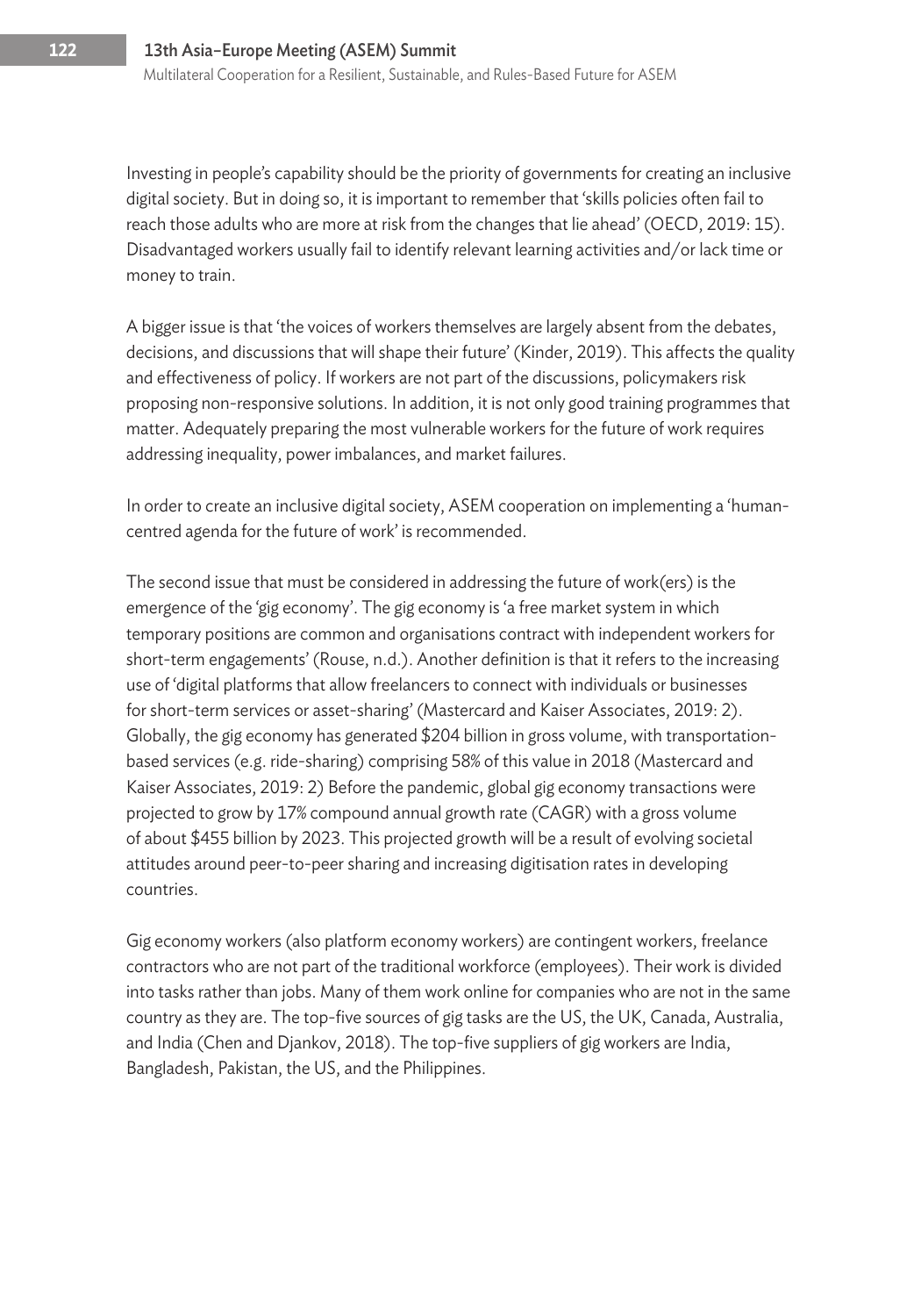Investing in people's capability should be the priority of governments for creating an inclusive digital society. But in doing so, it is important to remember that 'skills policies often fail to reach those adults who are more at risk from the changes that lie ahead' (OECD, 2019: 15). Disadvantaged workers usually fail to identify relevant learning activities and/or lack time or money to train.

A bigger issue is that 'the voices of workers themselves are largely absent from the debates, decisions, and discussions that will shape their future' (Kinder, 2019). This affects the quality and effectiveness of policy. If workers are not part of the discussions, policymakers risk proposing non-responsive solutions. In addition, it is not only good training programmes that matter. Adequately preparing the most vulnerable workers for the future of work requires addressing inequality, power imbalances, and market failures.

In order to create an inclusive digital society, ASEM cooperation on implementing a 'human-centred agenda for the future of work' is recommended.

The second issue that must be considered in addressing the future of work(ers) is the emergence of the 'gig economy'. The gig economy is 'a free market system in which temporary positions are common and organisations contract with independent workers for short-term engagements' (Rouse, n.d.). Another definition is that it refers to the increasing use of 'digital platforms that allow freelancers to connect with individuals or businesses for short-term services or asset-sharing' (Mastercard and Kaiser Associates, 2019: 2). Globally, the gig economy has generated $204 billion in gross volume, with transportation-based services (e.g. ride-sharing) comprising 58% of this value in 2018 (Mastercard and Kaiser Associates, 2019: 2) Before the pandemic, global gig economy transactions were projected to grow by 17% compound annual growth rate (CAGR) with a gross volume of about $455 billion by 2023. This projected growth will be a result of evolving societal attitudes around peer-to-peer sharing and increasing digitisation rates in developing countries.

Gig economy workers (also platform economy workers) are contingent workers, freelance contractors who are not part of the traditional workforce (employees). Their work is divided into tasks rather than jobs. Many of them work online for companies who are not in the same country as they are. The top-five sources of gig tasks are the US, the UK, Canada, Australia, and India (Chen and Djankov, 2018). The top-five suppliers of gig workers are India, Bangladesh, Pakistan, the US, and the Philippines.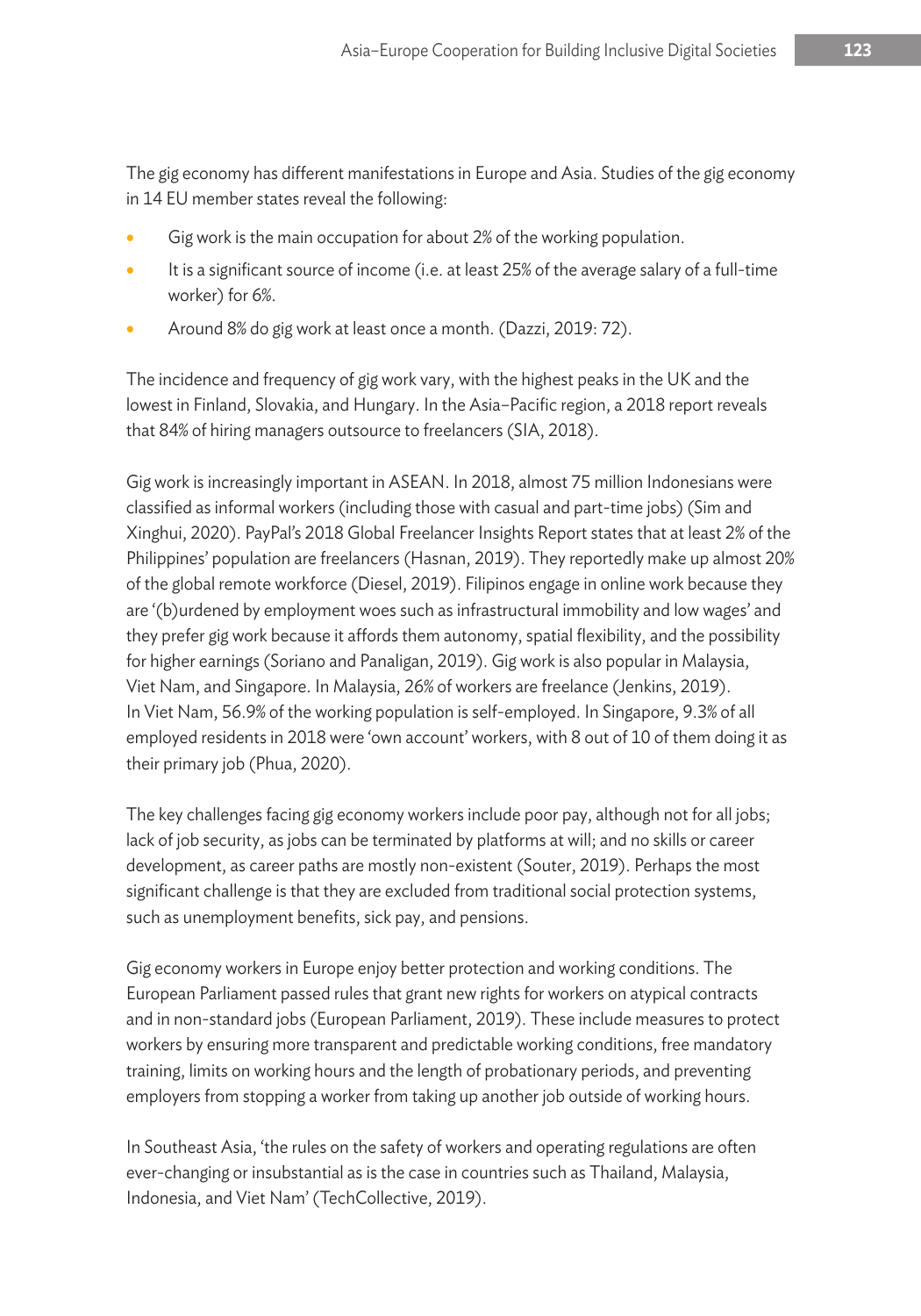The gig economy has different manifestations in Europe and Asia. Studies of the gig economy in 14 EU member states reveal the following:

- Gig work is the main occupation for about 2% of the working population.
- It is a significant source of income (i.e. at least 25% of the average salary of a full-time worker) for 6%.
- Around 8% do gig work at least once a month. (Dazzi, 2019: 72).

The incidence and frequency of gig work vary, with the highest peaks in the UK and the lowest in Finland, Slovakia, and Hungary. In the Asia–Pacific region, a 2018 report reveals that 84% of hiring managers outsource to freelancers (SIA, 2018).

Gig work is increasingly important in ASEAN. In 2018, almost 75 million Indonesians were classified as informal workers (including those with casual and part-time jobs) (Sim and Xinghui, 2020). PayPal's 2018 Global Freelancer Insights Report states that at least 2% of the Philippines' population are freelancers (Hasnan, 2019). They reportedly make up almost 20% of the global remote workforce (Diesel, 2019). Filipinos engage in online work because they are '(b)urdened by employment woes such as infrastructural immobility and low wages' and they prefer gig work because it affords them autonomy, spatial flexibility, and the possibility for higher earnings (Soriano and Panaligan, 2019). Gig work is also popular in Malaysia, Viet Nam, and Singapore. In Malaysia, 26% of workers are freelance (Jenkins, 2019). In Viet Nam, 56.9% of the working population is self-employed. In Singapore, 9.3% of all employed residents in 2018 were 'own account' workers, with 8 out of 10 of them doing it as their primary job (Phua, 2020).

The key challenges facing gig economy workers include poor pay, although not for all jobs; lack of job security, as jobs can be terminated by platforms at will; and no skills or career development, as career paths are mostly non-existent (Souter, 2019). Perhaps the most significant challenge is that they are excluded from traditional social protection systems, such as unemployment benefits, sick pay, and pensions.

Gig economy workers in Europe enjoy better protection and working conditions. The European Parliament passed rules that grant new rights for workers on atypical contracts and in non-standard jobs (European Parliament, 2019). These include measures to protect workers by ensuring more transparent and predictable working conditions, free mandatory training, limits on working hours and the length of probationary periods, and preventing employers from stopping a worker from taking up another job outside of working hours.

In Southeast Asia, 'the rules on the safety of workers and operating regulations are often ever-changing or insubstantial as is the case in countries such as Thailand, Malaysia, Indonesia, and Viet Nam' (TechCollective, 2019).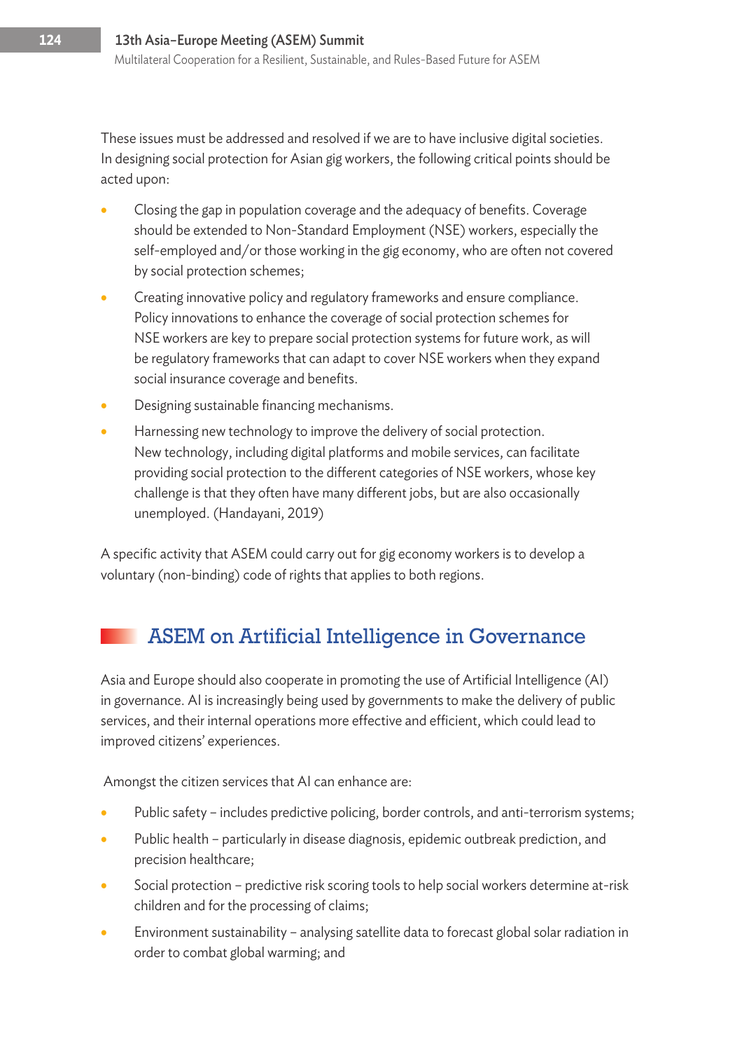These issues must be addressed and resolved if we are to have inclusive digital societies. In designing social protection for Asian gig workers, the following critical points should be acted upon:

- Closing the gap in population coverage and the adequacy of benefits. Coverage should be extended to Non-Standard Employment (NSE) workers, especially the self-employed and/or those working in the gig economy, who are often not covered by social protection schemes;
- Creating innovative policy and regulatory frameworks and ensure compliance. Policy innovations to enhance the coverage of social protection schemes for NSE workers are key to prepare social protection systems for future work, as will be regulatory frameworks that can adapt to cover NSE workers when they expand social insurance coverage and benefits.
- Designing sustainable financing mechanisms.
- Harnessing new technology to improve the delivery of social protection. New technology, including digital platforms and mobile services, can facilitate providing social protection to the different categories of NSE workers, whose key challenge is that they often have many different jobs, but are also occasionally unemployed. (Handayani, 2019)

A specific activity that ASEM could carry out for gig economy workers is to develop a voluntary (non-binding) code of rights that applies to both regions.

## ASEM on Artificial Intelligence in Governance

Asia and Europe should also cooperate in promoting the use of Artificial Intelligence (AI) in governance. AI is increasingly being used by governments to make the delivery of public services, and their internal operations more effective and efficient, which could lead to improved citizens' experiences.

Amongst the citizen services that AI can enhance are:

- Public safety – includes predictive policing, border controls, and anti-terrorism systems;
- Public health – particularly in disease diagnosis, epidemic outbreak prediction, and precision healthcare;
- Social protection – predictive risk scoring tools to help social workers determine at-risk children and for the processing of claims;
- Environment sustainability – analysing satellite data to forecast global solar radiation in order to combat global warming; and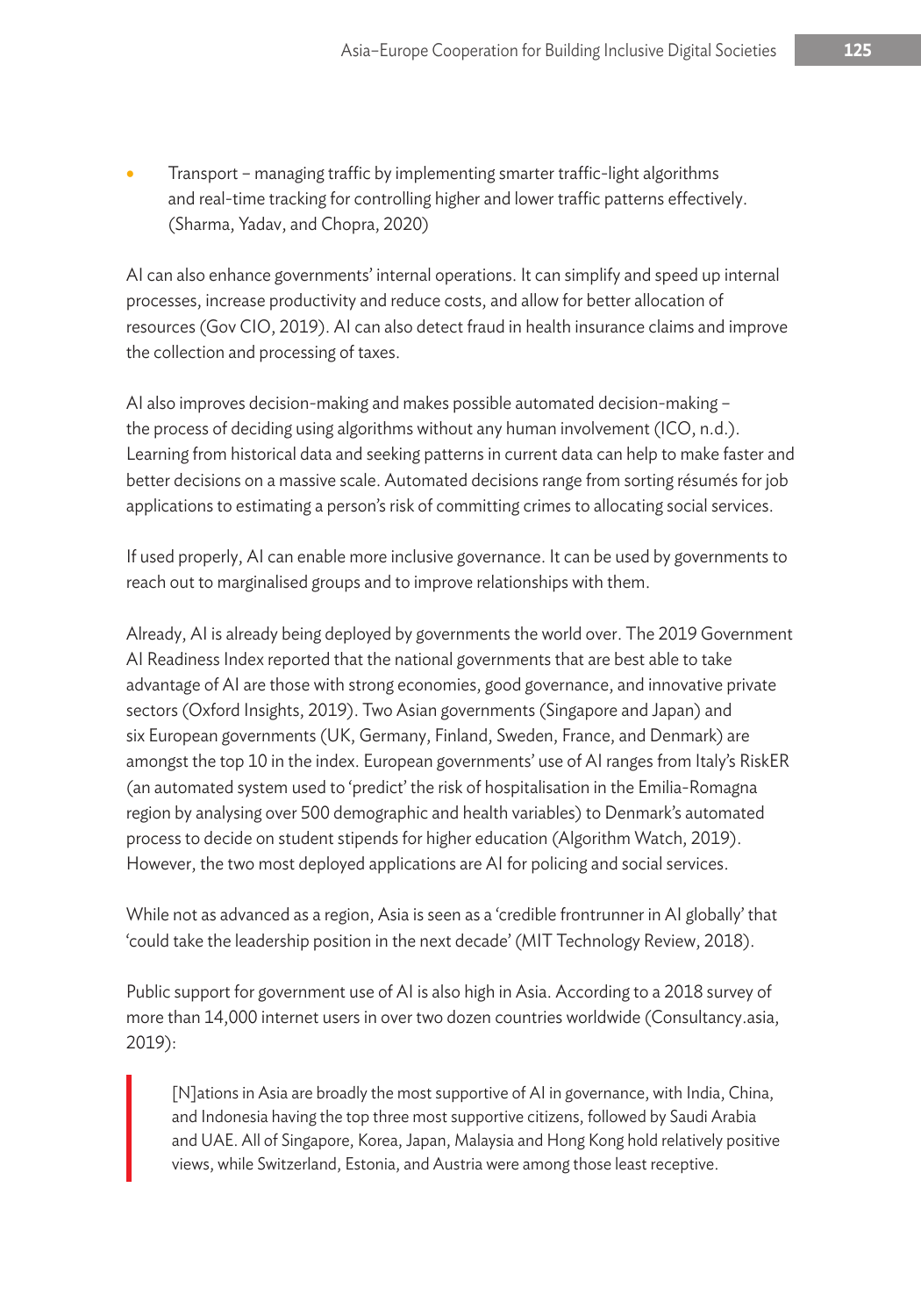- Transport – managing traffic by implementing smarter traffic-light algorithms and real-time tracking for controlling higher and lower traffic patterns effectively. (Sharma, Yadav, and Chopra, 2020)

AI can also enhance governments' internal operations. It can simplify and speed up internal processes, increase productivity and reduce costs, and allow for better allocation of resources (Gov CIO, 2019). AI can also detect fraud in health insurance claims and improve the collection and processing of taxes.

AI also improves decision-making and makes possible automated decision-making – the process of deciding using algorithms without any human involvement (ICO, n.d.). Learning from historical data and seeking patterns in current data can help to make faster and better decisions on a massive scale. Automated decisions range from sorting résumés for job applications to estimating a person's risk of committing crimes to allocating social services.

If used properly, AI can enable more inclusive governance. It can be used by governments to reach out to marginalised groups and to improve relationships with them.

Already, AI is already being deployed by governments the world over. The 2019 Government AI Readiness Index reported that the national governments that are best able to take advantage of AI are those with strong economies, good governance, and innovative private sectors (Oxford Insights, 2019). Two Asian governments (Singapore and Japan) and six European governments (UK, Germany, Finland, Sweden, France, and Denmark) are amongst the top 10 in the index. European governments' use of AI ranges from Italy's RiskER (an automated system used to 'predict' the risk of hospitalisation in the Emilia-Romagna region by analysing over 500 demographic and health variables) to Denmark's automated process to decide on student stipends for higher education (Algorithm Watch, 2019). However, the two most deployed applications are AI for policing and social services.

While not as advanced as a region, Asia is seen as a 'credible frontrunner in AI globally' that 'could take the leadership position in the next decade' (MIT Technology Review, 2018).

Public support for government use of AI is also high in Asia. According to a 2018 survey of more than 14,000 internet users in over two dozen countries worldwide (Consultancy.asia, 2019):

> [N]ations in Asia are broadly the most supportive of AI in governance, with India, China, and Indonesia having the top three most supportive citizens, followed by Saudi Arabia and UAE. All of Singapore, Korea, Japan, Malaysia and Hong Kong hold relatively positive views, while Switzerland, Estonia, and Austria were among those least receptive.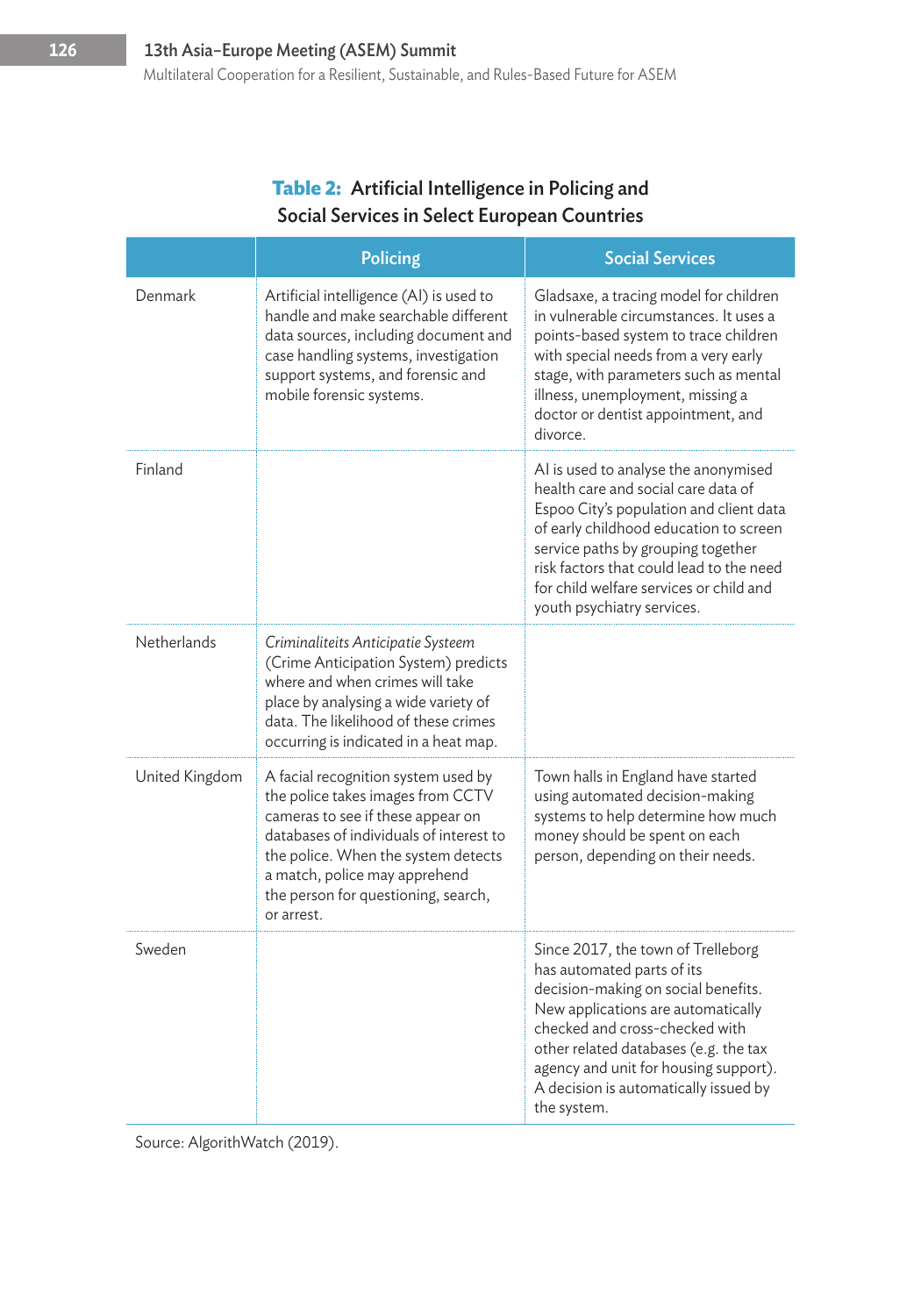**Table 2: Artificial Intelligence in Policing and Social Services in Select European Countries**

| | Policing | Social Services |
|---|---|---|
| Denmark | Artificial intelligence (AI) is used to handle and make searchable different data sources, including document and case handling systems, investigation support systems, and forensic and mobile forensic systems. | Gladsaxe, a tracing model for children in vulnerable circumstances. It uses a points-based system to trace children with special needs from a very early stage, with parameters such as mental illness, unemployment, missing a doctor or dentist appointment, and divorce. |
| Finland | | AI is used to analyse the anonymised health care and social care data of Espoo City's population and client data of early childhood education to screen service paths by grouping together risk factors that could lead to the need for child welfare services or child and youth psychiatry services. |
| Netherlands | *Criminaliteits Anticipatie Systeem* (Crime Anticipation System) predicts where and when crimes will take place by analysing a wide variety of data. The likelihood of these crimes occurring is indicated in a heat map. | |
| United Kingdom | A facial recognition system used by the police takes images from CCTV cameras to see if these appear on databases of individuals of interest to the police. When the system detects a match, police may apprehend the person for questioning, search, or arrest. | Town halls in England have started using automated decision-making systems to help determine how much money should be spent on each person, depending on their needs. |
| Sweden | | Since 2017, the town of Trelleborg has automated parts of its decision-making on social benefits. New applications are automatically checked and cross-checked with other related databases (e.g. the tax agency and unit for housing support). A decision is automatically issued by the system. |

Source: AlgorithWatch (2019).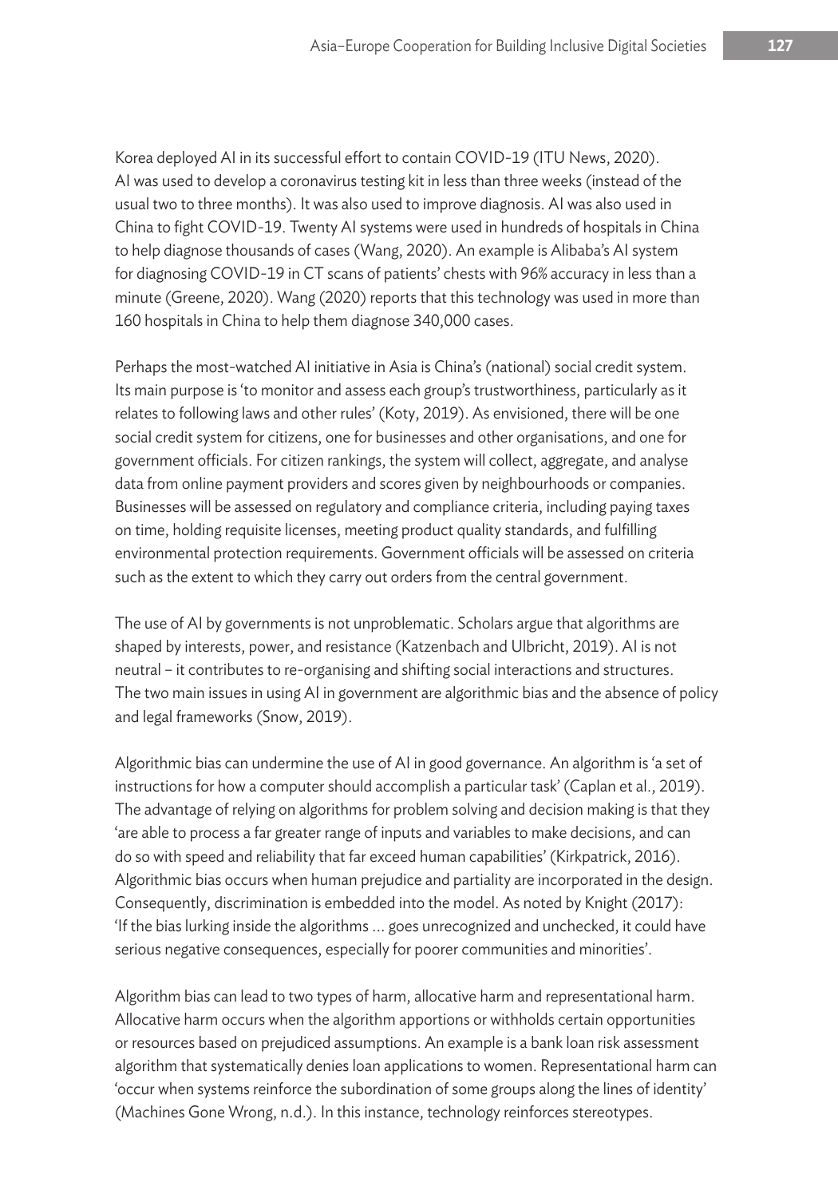Korea deployed AI in its successful effort to contain COVID-19 (ITU News, 2020). AI was used to develop a coronavirus testing kit in less than three weeks (instead of the usual two to three months). It was also used to improve diagnosis. AI was also used in China to fight COVID-19. Twenty AI systems were used in hundreds of hospitals in China to help diagnose thousands of cases (Wang, 2020). An example is Alibaba's AI system for diagnosing COVID-19 in CT scans of patients' chests with 96% accuracy in less than a minute (Greene, 2020). Wang (2020) reports that this technology was used in more than 160 hospitals in China to help them diagnose 340,000 cases.

Perhaps the most-watched AI initiative in Asia is China's (national) social credit system. Its main purpose is 'to monitor and assess each group's trustworthiness, particularly as it relates to following laws and other rules' (Koty, 2019). As envisioned, there will be one social credit system for citizens, one for businesses and other organisations, and one for government officials. For citizen rankings, the system will collect, aggregate, and analyse data from online payment providers and scores given by neighbourhoods or companies. Businesses will be assessed on regulatory and compliance criteria, including paying taxes on time, holding requisite licenses, meeting product quality standards, and fulfilling environmental protection requirements. Government officials will be assessed on criteria such as the extent to which they carry out orders from the central government.

The use of AI by governments is not unproblematic. Scholars argue that algorithms are shaped by interests, power, and resistance (Katzenbach and Ulbricht, 2019). AI is not neutral – it contributes to re-organising and shifting social interactions and structures. The two main issues in using AI in government are algorithmic bias and the absence of policy and legal frameworks (Snow, 2019).

Algorithmic bias can undermine the use of AI in good governance. An algorithm is 'a set of instructions for how a computer should accomplish a particular task' (Caplan et al., 2019). The advantage of relying on algorithms for problem solving and decision making is that they 'are able to process a far greater range of inputs and variables to make decisions, and can do so with speed and reliability that far exceed human capabilities' (Kirkpatrick, 2016). Algorithmic bias occurs when human prejudice and partiality are incorporated in the design. Consequently, discrimination is embedded into the model. As noted by Knight (2017): 'If the bias lurking inside the algorithms ... goes unrecognized and unchecked, it could have serious negative consequences, especially for poorer communities and minorities'.

Algorithm bias can lead to two types of harm, allocative harm and representational harm. Allocative harm occurs when the algorithm apportions or withholds certain opportunities or resources based on prejudiced assumptions. An example is a bank loan risk assessment algorithm that systematically denies loan applications to women. Representational harm can 'occur when systems reinforce the subordination of some groups along the lines of identity' (Machines Gone Wrong, n.d.). In this instance, technology reinforces stereotypes.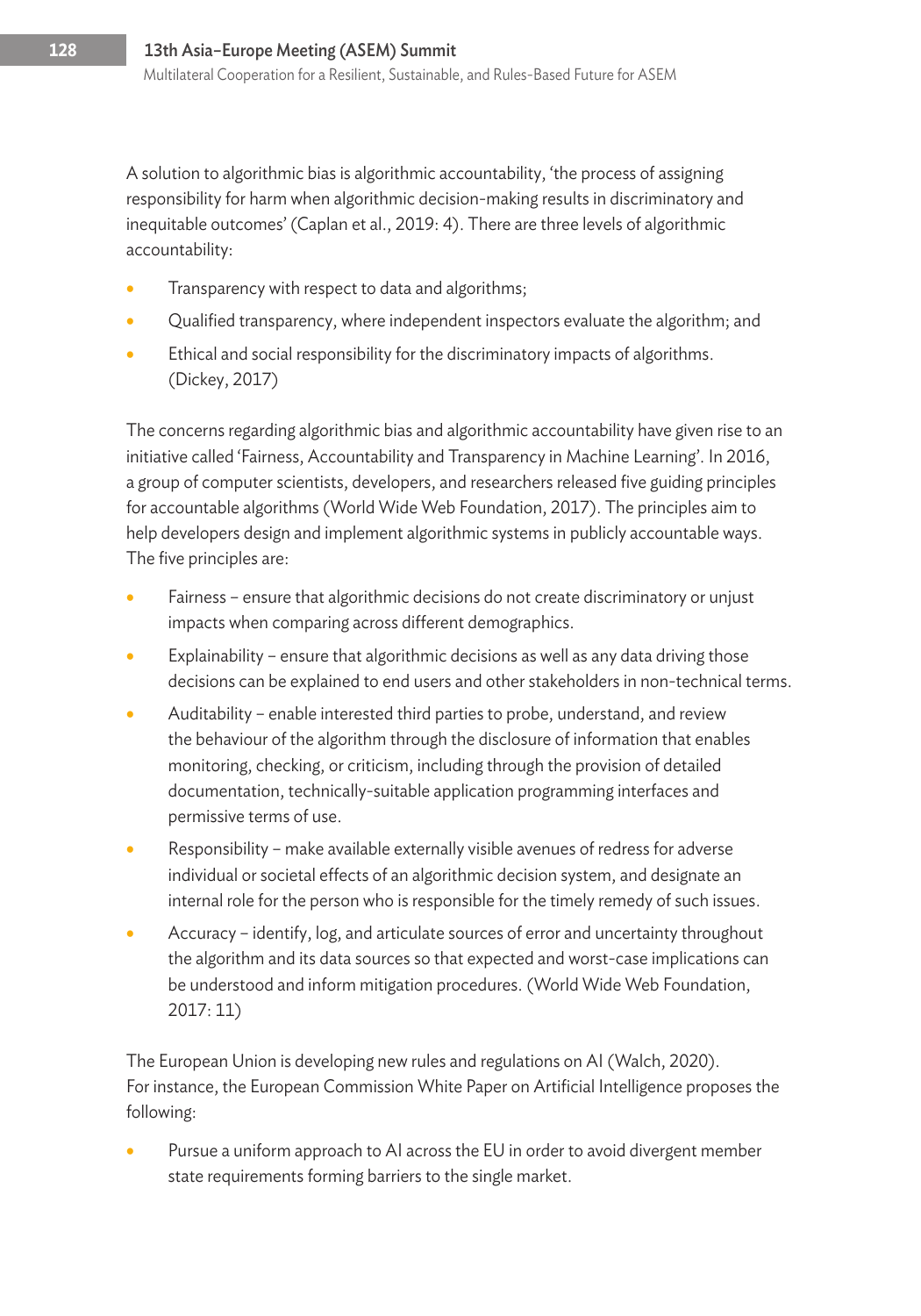A solution to algorithmic bias is algorithmic accountability, 'the process of assigning responsibility for harm when algorithmic decision-making results in discriminatory and inequitable outcomes' (Caplan et al., 2019: 4). There are three levels of algorithmic accountability:

- Transparency with respect to data and algorithms;
- Qualified transparency, where independent inspectors evaluate the algorithm; and
- Ethical and social responsibility for the discriminatory impacts of algorithms. (Dickey, 2017)

The concerns regarding algorithmic bias and algorithmic accountability have given rise to an initiative called 'Fairness, Accountability and Transparency in Machine Learning'. In 2016, a group of computer scientists, developers, and researchers released five guiding principles for accountable algorithms (World Wide Web Foundation, 2017). The principles aim to help developers design and implement algorithmic systems in publicly accountable ways. The five principles are:

- Fairness – ensure that algorithmic decisions do not create discriminatory or unjust impacts when comparing across different demographics.
- Explainability – ensure that algorithmic decisions as well as any data driving those decisions can be explained to end users and other stakeholders in non-technical terms.
- Auditability – enable interested third parties to probe, understand, and review the behaviour of the algorithm through the disclosure of information that enables monitoring, checking, or criticism, including through the provision of detailed documentation, technically-suitable application programming interfaces and permissive terms of use.
- Responsibility – make available externally visible avenues of redress for adverse individual or societal effects of an algorithmic decision system, and designate an internal role for the person who is responsible for the timely remedy of such issues.
- Accuracy – identify, log, and articulate sources of error and uncertainty throughout the algorithm and its data sources so that expected and worst-case implications can be understood and inform mitigation procedures. (World Wide Web Foundation, 2017: 11)

The European Union is developing new rules and regulations on AI (Walch, 2020). For instance, the European Commission White Paper on Artificial Intelligence proposes the following:

- Pursue a uniform approach to AI across the EU in order to avoid divergent member state requirements forming barriers to the single market.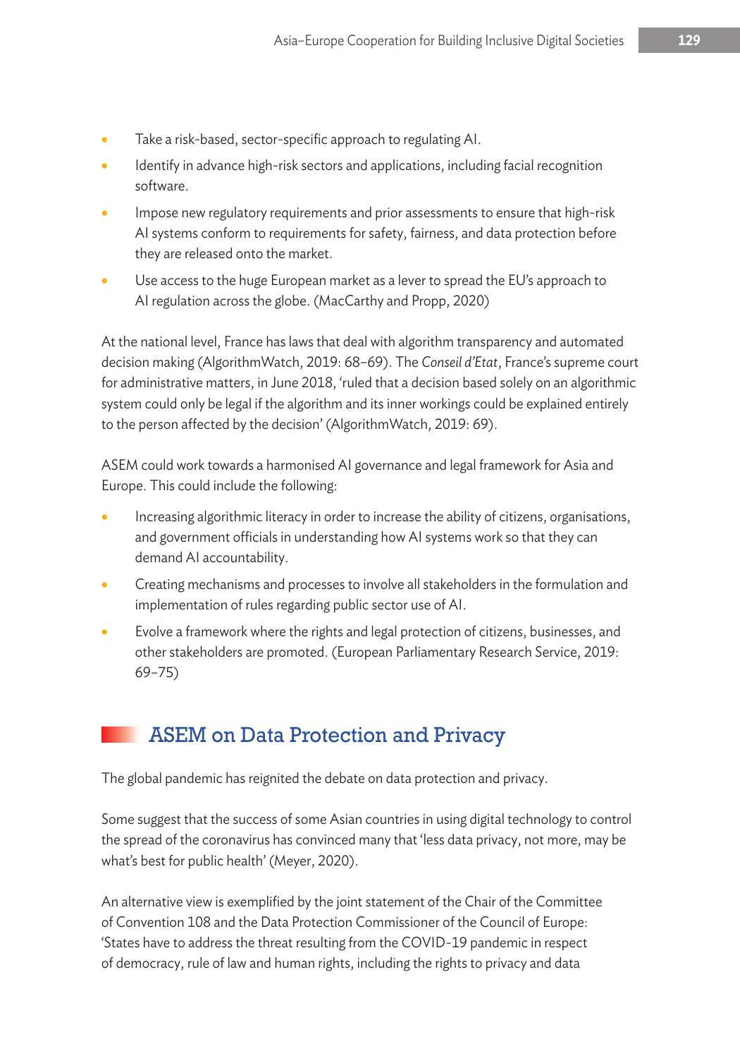- Take a risk-based, sector-specific approach to regulating AI.
- Identify in advance high-risk sectors and applications, including facial recognition software.
- Impose new regulatory requirements and prior assessments to ensure that high-risk AI systems conform to requirements for safety, fairness, and data protection before they are released onto the market.
- Use access to the huge European market as a lever to spread the EU's approach to AI regulation across the globe. (MacCarthy and Propp, 2020)

At the national level, France has laws that deal with algorithm transparency and automated decision making (AlgorithmWatch, 2019: 68–69). The *Conseil d'Etat*, France's supreme court for administrative matters, in June 2018, 'ruled that a decision based solely on an algorithmic system could only be legal if the algorithm and its inner workings could be explained entirely to the person affected by the decision' (AlgorithmWatch, 2019: 69).

ASEM could work towards a harmonised AI governance and legal framework for Asia and Europe. This could include the following:

- Increasing algorithmic literacy in order to increase the ability of citizens, organisations, and government officials in understanding how AI systems work so that they can demand AI accountability.
- Creating mechanisms and processes to involve all stakeholders in the formulation and implementation of rules regarding public sector use of AI.
- Evolve a framework where the rights and legal protection of citizens, businesses, and other stakeholders are promoted. (European Parliamentary Research Service, 2019: 69–75)

## ASEM on Data Protection and Privacy

The global pandemic has reignited the debate on data protection and privacy.

Some suggest that the success of some Asian countries in using digital technology to control the spread of the coronavirus has convinced many that 'less data privacy, not more, may be what's best for public health' (Meyer, 2020).

An alternative view is exemplified by the joint statement of the Chair of the Committee of Convention 108 and the Data Protection Commissioner of the Council of Europe: 'States have to address the threat resulting from the COVID-19 pandemic in respect of democracy, rule of law and human rights, including the rights to privacy and data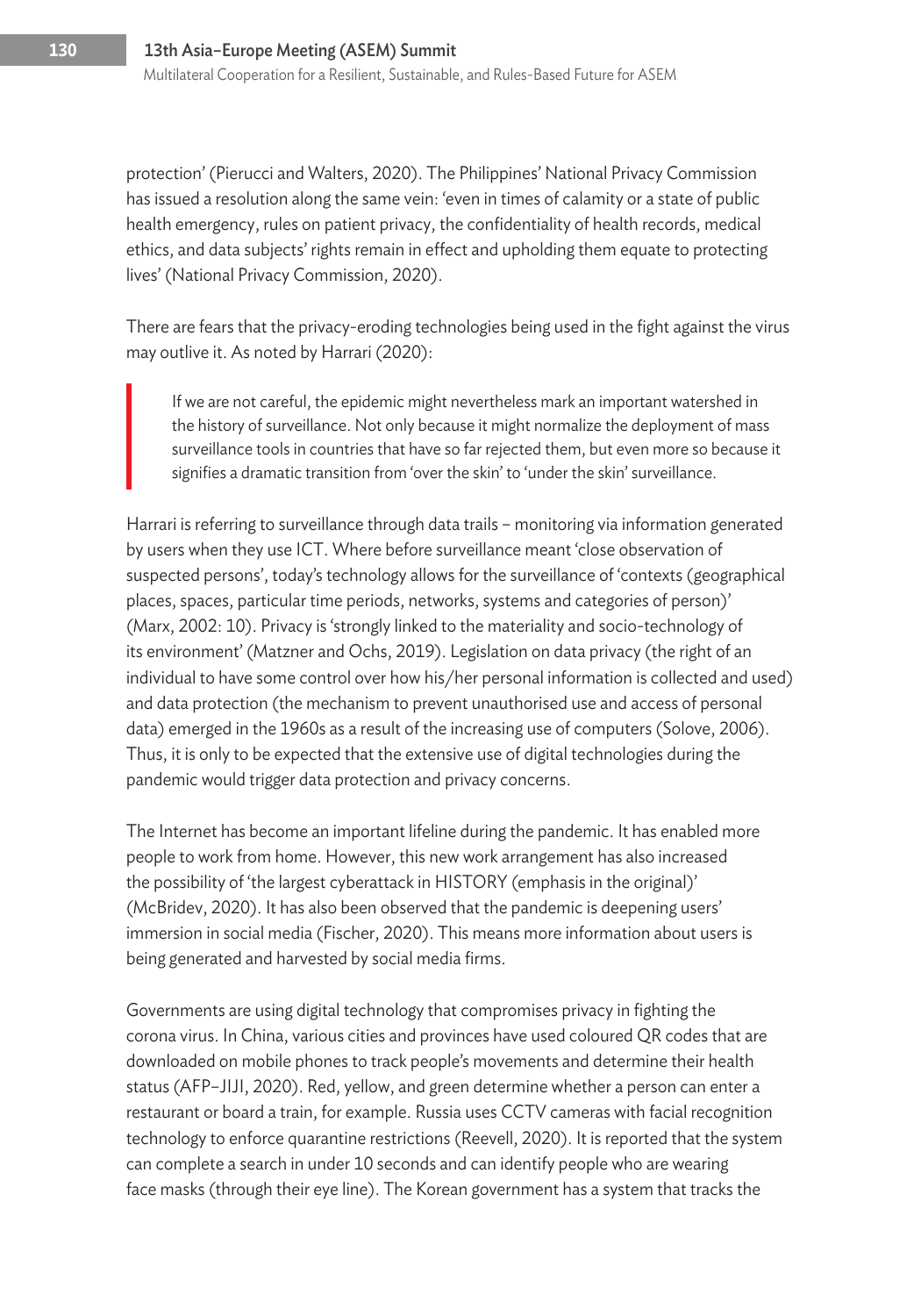protection' (Pierucci and Walters, 2020). The Philippines' National Privacy Commission has issued a resolution along the same vein: 'even in times of calamity or a state of public health emergency, rules on patient privacy, the confidentiality of health records, medical ethics, and data subjects' rights remain in effect and upholding them equate to protecting lives' (National Privacy Commission, 2020).

There are fears that the privacy-eroding technologies being used in the fight against the virus may outlive it. As noted by Harrari (2020):

> If we are not careful, the epidemic might nevertheless mark an important watershed in the history of surveillance. Not only because it might normalize the deployment of mass surveillance tools in countries that have so far rejected them, but even more so because it signifies a dramatic transition from 'over the skin' to 'under the skin' surveillance.

Harrari is referring to surveillance through data trails – monitoring via information generated by users when they use ICT. Where before surveillance meant 'close observation of suspected persons', today's technology allows for the surveillance of 'contexts (geographical places, spaces, particular time periods, networks, systems and categories of person)' (Marx, 2002: 10). Privacy is 'strongly linked to the materiality and socio-technology of its environment' (Matzner and Ochs, 2019). Legislation on data privacy (the right of an individual to have some control over how his/her personal information is collected and used) and data protection (the mechanism to prevent unauthorised use and access of personal data) emerged in the 1960s as a result of the increasing use of computers (Solove, 2006). Thus, it is only to be expected that the extensive use of digital technologies during the pandemic would trigger data protection and privacy concerns.

The Internet has become an important lifeline during the pandemic. It has enabled more people to work from home. However, this new work arrangement has also increased the possibility of 'the largest cyberattack in HISTORY (emphasis in the original)' (McBridev, 2020). It has also been observed that the pandemic is deepening users' immersion in social media (Fischer, 2020). This means more information about users is being generated and harvested by social media firms.

Governments are using digital technology that compromises privacy in fighting the corona virus. In China, various cities and provinces have used coloured QR codes that are downloaded on mobile phones to track people's movements and determine their health status (AFP–JIJI, 2020). Red, yellow, and green determine whether a person can enter a restaurant or board a train, for example. Russia uses CCTV cameras with facial recognition technology to enforce quarantine restrictions (Reevell, 2020). It is reported that the system can complete a search in under 10 seconds and can identify people who are wearing face masks (through their eye line). The Korean government has a system that tracks the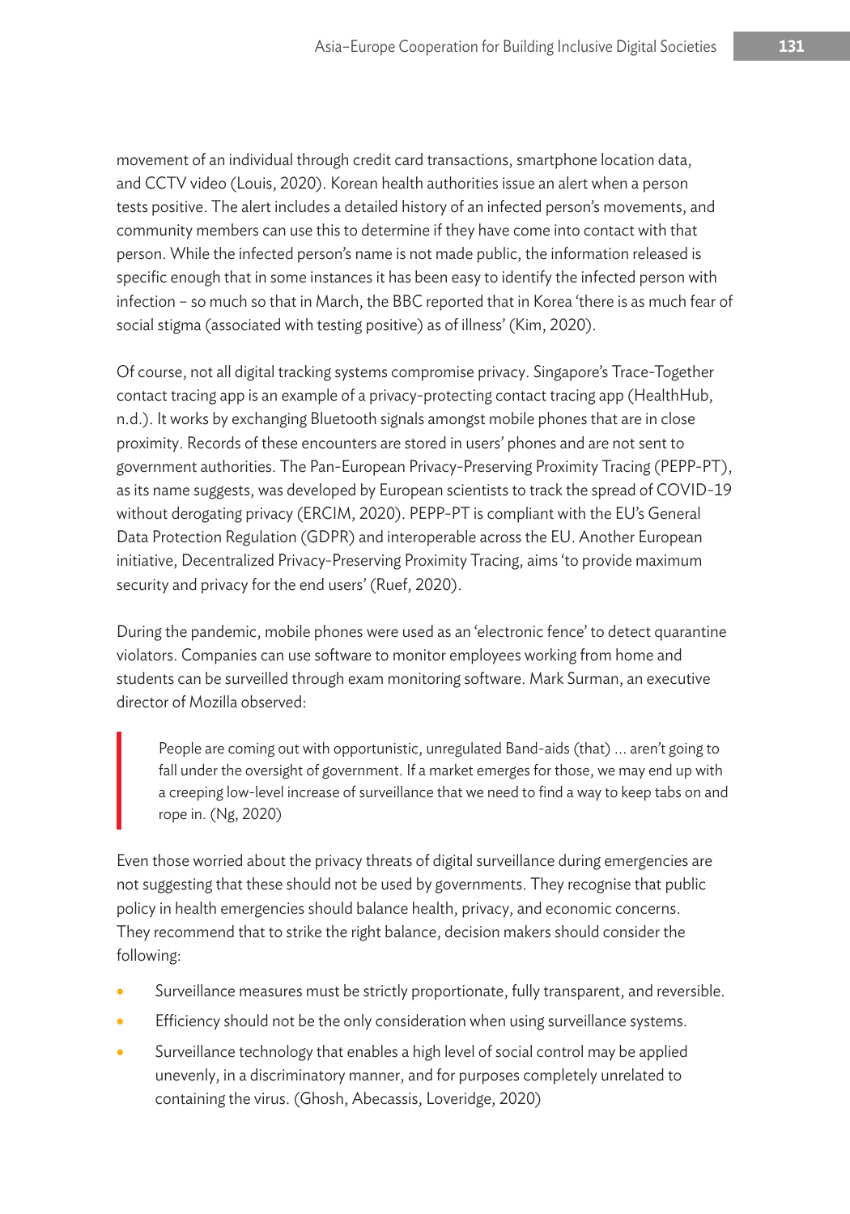movement of an individual through credit card transactions, smartphone location data, and CCTV video (Louis, 2020). Korean health authorities issue an alert when a person tests positive. The alert includes a detailed history of an infected person's movements, and community members can use this to determine if they have come into contact with that person. While the infected person's name is not made public, the information released is specific enough that in some instances it has been easy to identify the infected person with infection – so much so that in March, the BBC reported that in Korea 'there is as much fear of social stigma (associated with testing positive) as of illness' (Kim, 2020).

Of course, not all digital tracking systems compromise privacy. Singapore's Trace-Together contact tracing app is an example of a privacy-protecting contact tracing app (HealthHub, n.d.). It works by exchanging Bluetooth signals amongst mobile phones that are in close proximity. Records of these encounters are stored in users' phones and are not sent to government authorities. The Pan-European Privacy-Preserving Proximity Tracing (PEPP-PT), as its name suggests, was developed by European scientists to track the spread of COVID-19 without derogating privacy (ERCIM, 2020). PEPP-PT is compliant with the EU's General Data Protection Regulation (GDPR) and interoperable across the EU. Another European initiative, Decentralized Privacy-Preserving Proximity Tracing, aims 'to provide maximum security and privacy for the end users' (Ruef, 2020).

During the pandemic, mobile phones were used as an 'electronic fence' to detect quarantine violators. Companies can use software to monitor employees working from home and students can be surveilled through exam monitoring software. Mark Surman, an executive director of Mozilla observed:

> People are coming out with opportunistic, unregulated Band-aids (that) ... aren't going to fall under the oversight of government. If a market emerges for those, we may end up with a creeping low-level increase of surveillance that we need to find a way to keep tabs on and rope in. (Ng, 2020)

Even those worried about the privacy threats of digital surveillance during emergencies are not suggesting that these should not be used by governments. They recognise that public policy in health emergencies should balance health, privacy, and economic concerns. They recommend that to strike the right balance, decision makers should consider the following:

- Surveillance measures must be strictly proportionate, fully transparent, and reversible.
- Efficiency should not be the only consideration when using surveillance systems.
- Surveillance technology that enables a high level of social control may be applied unevenly, in a discriminatory manner, and for purposes completely unrelated to containing the virus. (Ghosh, Abecassis, Loveridge, 2020)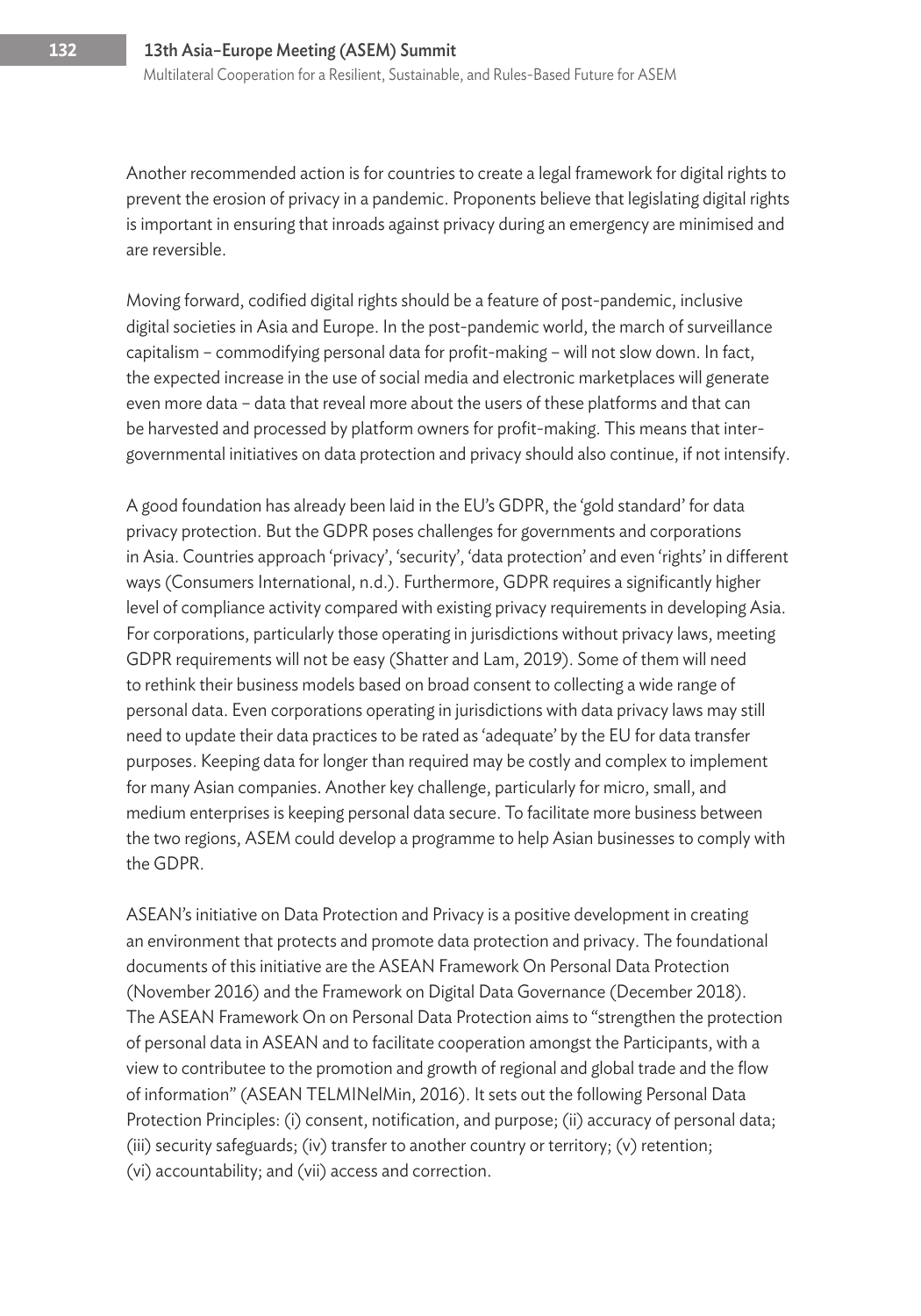Another recommended action is for countries to create a legal framework for digital rights to prevent the erosion of privacy in a pandemic. Proponents believe that legislating digital rights is important in ensuring that inroads against privacy during an emergency are minimised and are reversible.

Moving forward, codified digital rights should be a feature of post-pandemic, inclusive digital societies in Asia and Europe. In the post-pandemic world, the march of surveillance capitalism – commodifying personal data for profit-making – will not slow down. In fact, the expected increase in the use of social media and electronic marketplaces will generate even more data – data that reveal more about the users of these platforms and that can be harvested and processed by platform owners for profit-making. This means that inter-governmental initiatives on data protection and privacy should also continue, if not intensify.

A good foundation has already been laid in the EU's GDPR, the 'gold standard' for data privacy protection. But the GDPR poses challenges for governments and corporations in Asia. Countries approach 'privacy', 'security', 'data protection' and even 'rights' in different ways (Consumers International, n.d.). Furthermore, GDPR requires a significantly higher level of compliance activity compared with existing privacy requirements in developing Asia. For corporations, particularly those operating in jurisdictions without privacy laws, meeting GDPR requirements will not be easy (Shatter and Lam, 2019). Some of them will need to rethink their business models based on broad consent to collecting a wide range of personal data. Even corporations operating in jurisdictions with data privacy laws may still need to update their data practices to be rated as 'adequate' by the EU for data transfer purposes. Keeping data for longer than required may be costly and complex to implement for many Asian companies. Another key challenge, particularly for micro, small, and medium enterprises is keeping personal data secure. To facilitate more business between the two regions, ASEM could develop a programme to help Asian businesses to comply with the GDPR.

ASEAN's initiative on Data Protection and Privacy is a positive development in creating an environment that protects and promote data protection and privacy. The foundational documents of this initiative are the ASEAN Framework On Personal Data Protection (November 2016) and the Framework on Digital Data Governance (December 2018). The ASEAN Framework On on Personal Data Protection aims to "strengthen the protection of personal data in ASEAN and to facilitate cooperation amongst the Participants, with a view to contributee to the promotion and growth of regional and global trade and the flow of information" (ASEAN TELMINelMin, 2016). It sets out the following Personal Data Protection Principles: (i) consent, notification, and purpose; (ii) accuracy of personal data; (iii) security safeguards; (iv) transfer to another country or territory; (v) retention; (vi) accountability; and (vii) access and correction.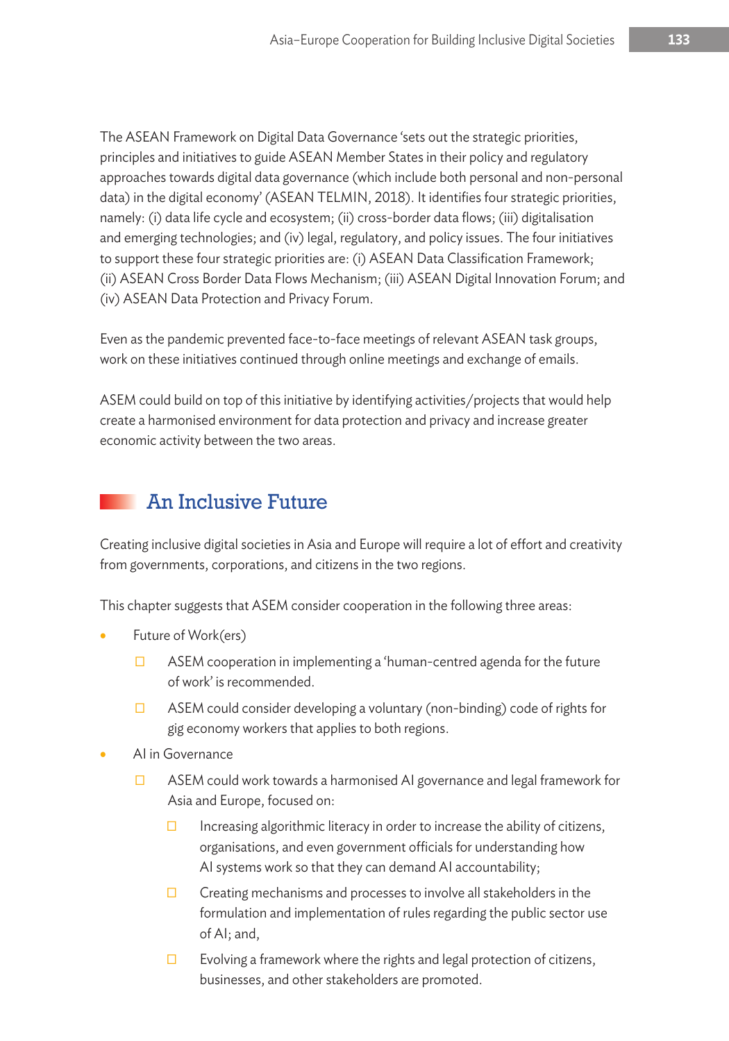The ASEAN Framework on Digital Data Governance 'sets out the strategic priorities, principles and initiatives to guide ASEAN Member States in their policy and regulatory approaches towards digital data governance (which include both personal and non-personal data) in the digital economy' (ASEAN TELMIN, 2018). It identifies four strategic priorities, namely: (i) data life cycle and ecosystem; (ii) cross-border data flows; (iii) digitalisation and emerging technologies; and (iv) legal, regulatory, and policy issues. The four initiatives to support these four strategic priorities are: (i) ASEAN Data Classification Framework; (ii) ASEAN Cross Border Data Flows Mechanism; (iii) ASEAN Digital Innovation Forum; and (iv) ASEAN Data Protection and Privacy Forum.

Even as the pandemic prevented face-to-face meetings of relevant ASEAN task groups, work on these initiatives continued through online meetings and exchange of emails.

ASEM could build on top of this initiative by identifying activities/projects that would help create a harmonised environment for data protection and privacy and increase greater economic activity between the two areas.

## An Inclusive Future

Creating inclusive digital societies in Asia and Europe will require a lot of effort and creativity from governments, corporations, and citizens in the two regions.

This chapter suggests that ASEM consider cooperation in the following three areas:

- Future of Work(ers)
  - ASEM cooperation in implementing a 'human-centred agenda for the future of work' is recommended.
  - ASEM could consider developing a voluntary (non-binding) code of rights for gig economy workers that applies to both regions.
- AI in Governance
  - ASEM could work towards a harmonised AI governance and legal framework for Asia and Europe, focused on:
    - Increasing algorithmic literacy in order to increase the ability of citizens, organisations, and even government officials for understanding how AI systems work so that they can demand AI accountability;
    - Creating mechanisms and processes to involve all stakeholders in the formulation and implementation of rules regarding the public sector use of AI; and,
    - Evolving a framework where the rights and legal protection of citizens, businesses, and other stakeholders are promoted.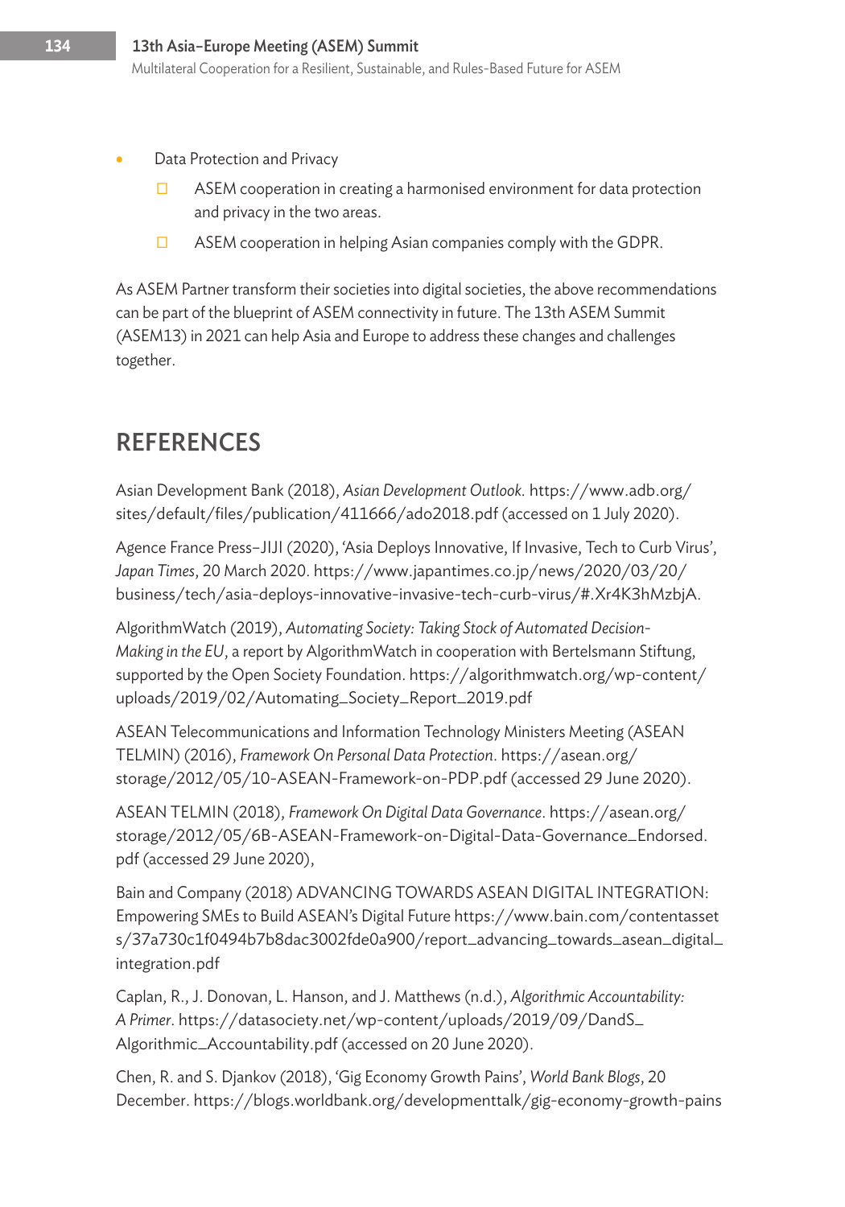- Data Protection and Privacy
  - ASEM cooperation in creating a harmonised environment for data protection and privacy in the two areas.
  - ASEM cooperation in helping Asian companies comply with the GDPR.

As ASEM Partner transform their societies into digital societies, the above recommendations can be part of the blueprint of ASEM connectivity in future. The 13th ASEM Summit (ASEM13) in 2021 can help Asia and Europe to address these changes and challenges together.

## REFERENCES

Asian Development Bank (2018), *Asian Development Outlook.* https://www.adb.org/sites/default/files/publication/411666/ado2018.pdf (accessed on 1 July 2020).

Agence France Press–JIJI (2020), 'Asia Deploys Innovative, If Invasive, Tech to Curb Virus', *Japan Times*, 20 March 2020. https://www.japantimes.co.jp/news/2020/03/20/business/tech/asia-deploys-innovative-invasive-tech-curb-virus/#.Xr4K3hMzbjA.

AlgorithmWatch (2019), *Automating Society: Taking Stock of Automated Decision-Making in the EU*, a report by AlgorithmWatch in cooperation with Bertelsmann Stiftung, supported by the Open Society Foundation. https://algorithmwatch.org/wp-content/uploads/2019/02/Automating_Society_Report_2019.pdf

ASEAN Telecommunications and Information Technology Ministers Meeting (ASEAN TELMIN) (2016), *Framework On Personal Data Protection*. https://asean.org/storage/2012/05/10-ASEAN-Framework-on-PDP.pdf (accessed 29 June 2020).

ASEAN TELMIN (2018), *Framework On Digital Data Governance*. https://asean.org/storage/2012/05/6B-ASEAN-Framework-on-Digital-Data-Governance_Endorsed.pdf (accessed 29 June 2020),

Bain and Company (2018) ADVANCING TOWARDS ASEAN DIGITAL INTEGRATION: Empowering SMEs to Build ASEAN's Digital Future https://www.bain.com/contentassets/37a730c1f0494b7b8dac3002fde0a900/report_advancing_towards_asean_digital_integration.pdf

Caplan, R., J. Donovan, L. Hanson, and J. Matthews (n.d.), *Algorithmic Accountability: A Primer*. https://datasociety.net/wp-content/uploads/2019/09/DandS_Algorithmic_Accountability.pdf (accessed on 20 June 2020).

Chen, R. and S. Djankov (2018), 'Gig Economy Growth Pains', *World Bank Blogs*, 20 December. https://blogs.worldbank.org/developmenttalk/gig-economy-growth-pains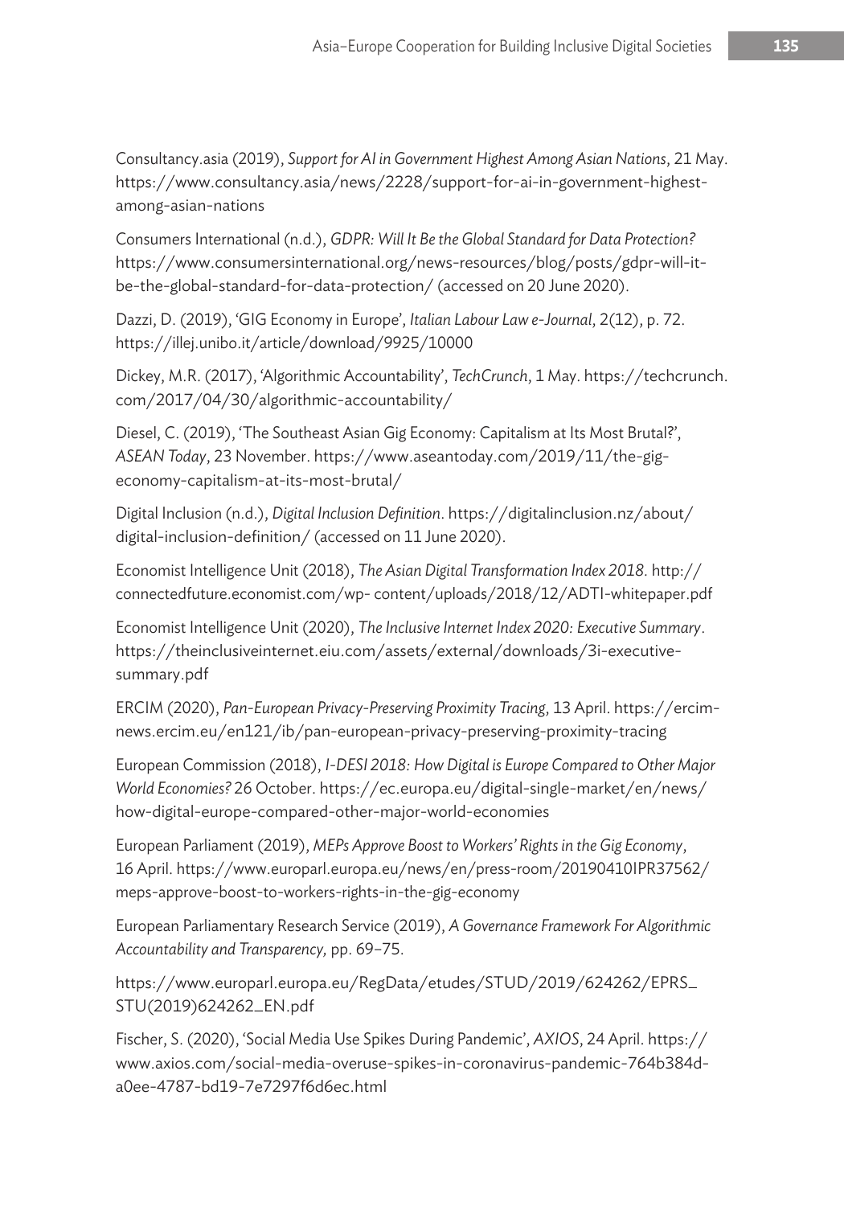Consultancy.asia (2019), *Support for AI in Government Highest Among Asian Nations*, 21 May. https://www.consultancy.asia/news/2228/support-for-ai-in-government-highest-among-asian-nations

Consumers International (n.d.), *GDPR: Will It Be the Global Standard for Data Protection?* https://www.consumersinternational.org/news-resources/blog/posts/gdpr-will-it-be-the-global-standard-for-data-protection/ (accessed on 20 June 2020).

Dazzi, D. (2019), 'GIG Economy in Europe', *Italian Labour Law e-Journal*, 2(12), p. 72. https://illej.unibo.it/article/download/9925/10000

Dickey, M.R. (2017), 'Algorithmic Accountability', *TechCrunch*, 1 May. https://techcrunch.com/2017/04/30/algorithmic-accountability/

Diesel, C. (2019), 'The Southeast Asian Gig Economy: Capitalism at Its Most Brutal?', *ASEAN Today*, 23 November. https://www.aseantoday.com/2019/11/the-gig-economy-capitalism-at-its-most-brutal/

Digital Inclusion (n.d.), *Digital Inclusion Definition*. https://digitalinclusion.nz/about/digital-inclusion-definition/ (accessed on 11 June 2020).

Economist Intelligence Unit (2018), *The Asian Digital Transformation Index 2018*. http://connectedfuture.economist.com/wp- content/uploads/2018/12/ADTI-whitepaper.pdf

Economist Intelligence Unit (2020), *The Inclusive Internet Index 2020: Executive Summary*. https://theinclusiveinternet.eiu.com/assets/external/downloads/3i-executive-summary.pdf

ERCIM (2020), *Pan-European Privacy-Preserving Proximity Tracing*, 13 April. https://ercim-news.ercim.eu/en121/ib/pan-european-privacy-preserving-proximity-tracing

European Commission (2018), *I-DESI 2018: How Digital is Europe Compared to Other Major World Economies?* 26 October. https://ec.europa.eu/digital-single-market/en/news/how-digital-europe-compared-other-major-world-economies

European Parliament (2019), *MEPs Approve Boost to Workers' Rights in the Gig Economy*, 16 April. https://www.europarl.europa.eu/news/en/press-room/20190410IPR37562/meps-approve-boost-to-workers-rights-in-the-gig-economy

European Parliamentary Research Service (2019), *A Governance Framework For Algorithmic Accountability and Transparency,* pp. 69–75.

https://www.europarl.europa.eu/RegData/etudes/STUD/2019/624262/EPRS_STU(2019)624262_EN.pdf

Fischer, S. (2020), 'Social Media Use Spikes During Pandemic', *AXIOS*, 24 April. https://www.axios.com/social-media-overuse-spikes-in-coronavirus-pandemic-764b384d-a0ee-4787-bd19-7e7297f6d6ec.html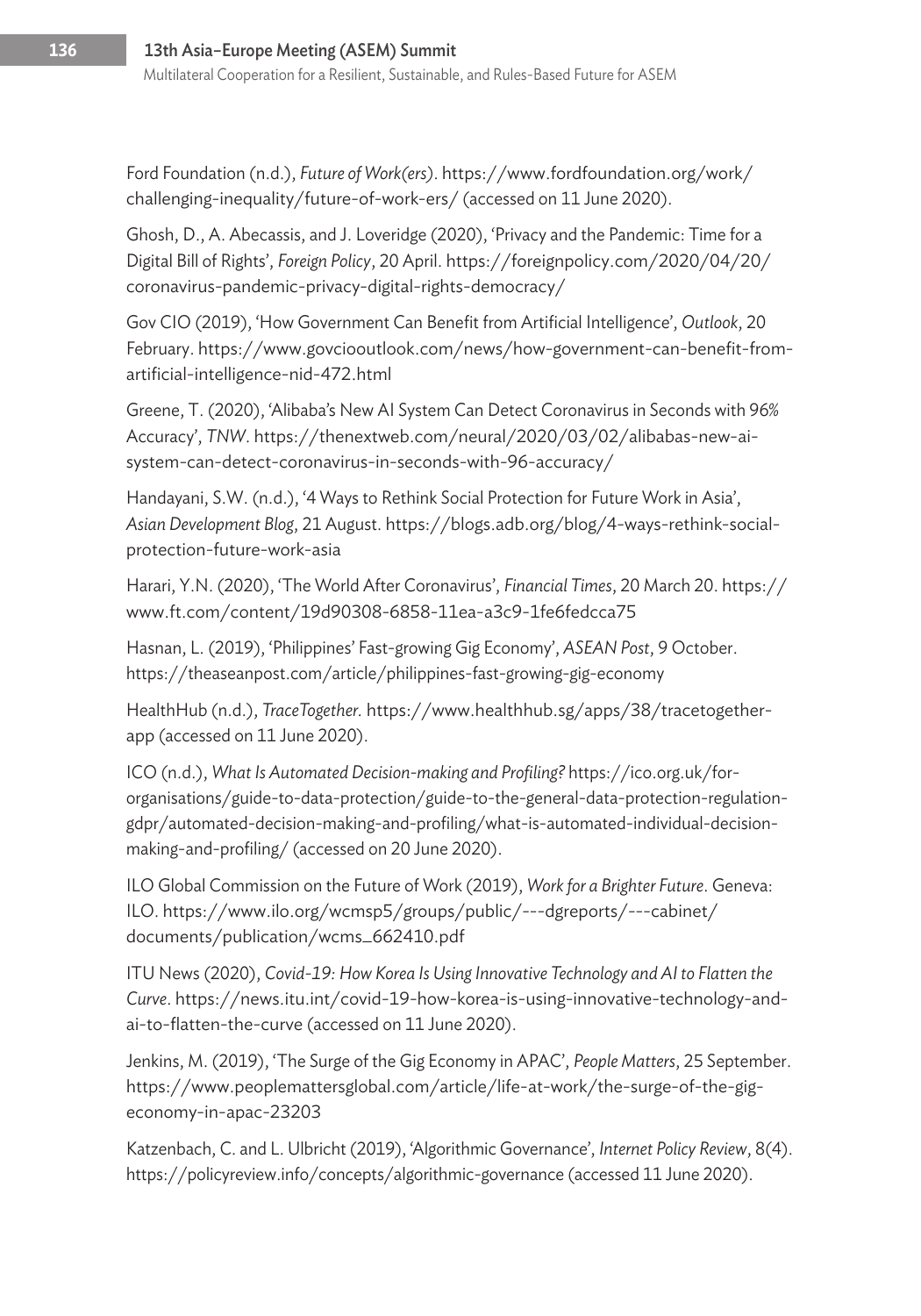Ford Foundation (n.d.), *Future of Work(ers)*. https://www.fordfoundation.org/work/challenging-inequality/future-of-work-ers/ (accessed on 11 June 2020).

Ghosh, D., A. Abecassis, and J. Loveridge (2020), 'Privacy and the Pandemic: Time for a Digital Bill of Rights', *Foreign Policy*, 20 April. https://foreignpolicy.com/2020/04/20/coronavirus-pandemic-privacy-digital-rights-democracy/

Gov CIO (2019), 'How Government Can Benefit from Artificial Intelligence', *Outlook*, 20 February. https://www.govciooutlook.com/news/how-government-can-benefit-from-artificial-intelligence-nid-472.html

Greene, T. (2020), 'Alibaba's New AI System Can Detect Coronavirus in Seconds with 96% Accuracy', *TNW*. https://thenextweb.com/neural/2020/03/02/alibabas-new-ai-system-can-detect-coronavirus-in-seconds-with-96-accuracy/

Handayani, S.W. (n.d.), '4 Ways to Rethink Social Protection for Future Work in Asia', *Asian Development Blog*, 21 August. https://blogs.adb.org/blog/4-ways-rethink-social-protection-future-work-asia

Harari, Y.N. (2020), 'The World After Coronavirus', *Financial Times*, 20 March 20. https://www.ft.com/content/19d90308-6858-11ea-a3c9-1fe6fedcca75

Hasnan, L. (2019), 'Philippines' Fast-growing Gig Economy', *ASEAN Post*, 9 October. https://theaseanpost.com/article/philippines-fast-growing-gig-economy

HealthHub (n.d.), *TraceTogether*. https://www.healthhub.sg/apps/38/tracetogether-app (accessed on 11 June 2020).

ICO (n.d.), *What Is Automated Decision-making and Profiling?* https://ico.org.uk/for-organisations/guide-to-data-protection/guide-to-the-general-data-protection-regulation-gdpr/automated-decision-making-and-profiling/what-is-automated-individual-decision-making-and-profiling/ (accessed on 20 June 2020).

ILO Global Commission on the Future of Work (2019), *Work for a Brighter Future*. Geneva: ILO. https://www.ilo.org/wcmsp5/groups/public/---dgreports/---cabinet/documents/publication/wcms_662410.pdf

ITU News (2020), *Covid-19: How Korea Is Using Innovative Technology and AI to Flatten the Curve*. https://news.itu.int/covid-19-how-korea-is-using-innovative-technology-and-ai-to-flatten-the-curve (accessed on 11 June 2020).

Jenkins, M. (2019), 'The Surge of the Gig Economy in APAC', *People Matters*, 25 September. https://www.peoplemattersglobal.com/article/life-at-work/the-surge-of-the-gig-economy-in-apac-23203

Katzenbach, C. and L. Ulbricht (2019), 'Algorithmic Governance', *Internet Policy Review*, 8(4). https://policyreview.info/concepts/algorithmic-governance (accessed 11 June 2020).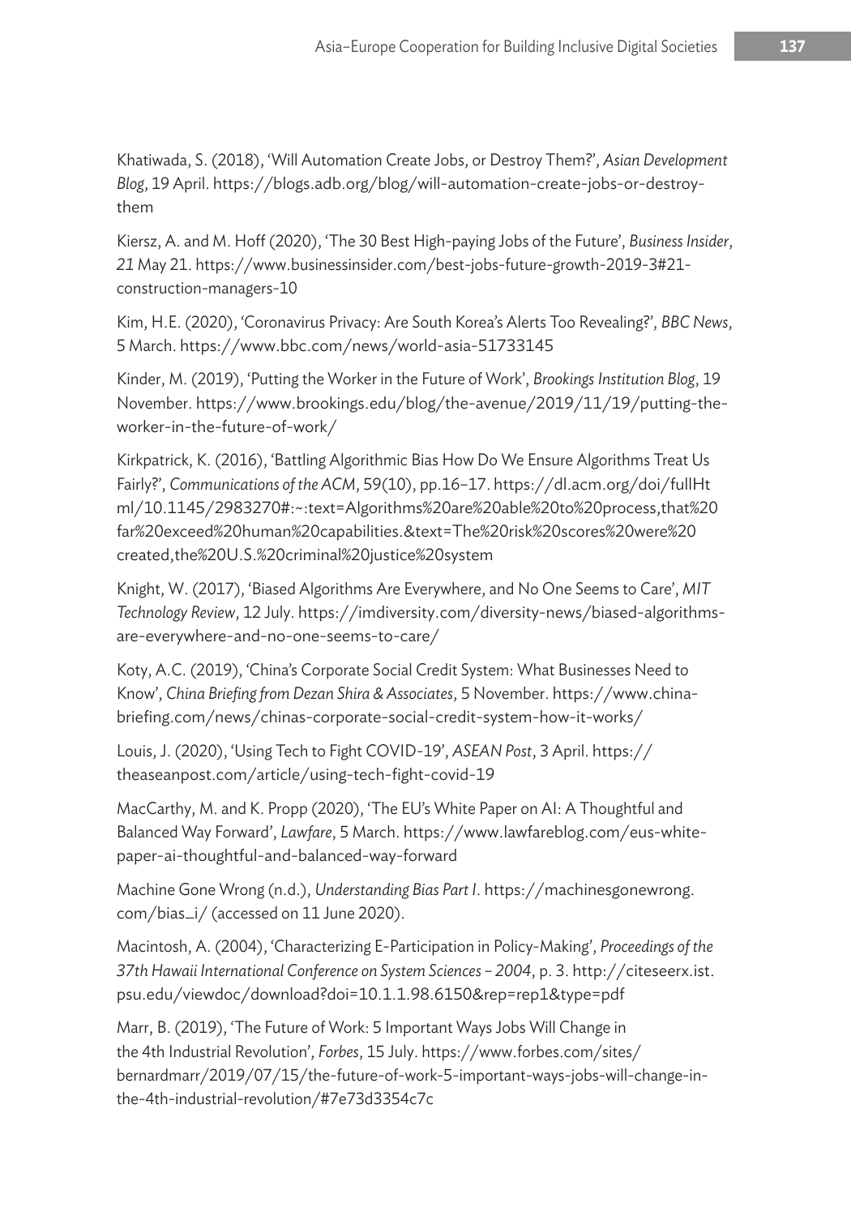Khatiwada, S. (2018), 'Will Automation Create Jobs, or Destroy Them?', *Asian Development Blog*, 19 April. https://blogs.adb.org/blog/will-automation-create-jobs-or-destroy-them

Kiersz, A. and M. Hoff (2020), 'The 30 Best High-paying Jobs of the Future', *Business Insider*, *21* May 21. https://www.businessinsider.com/best-jobs-future-growth-2019-3#21-construction-managers-10

Kim, H.E. (2020), 'Coronavirus Privacy: Are South Korea's Alerts Too Revealing?', *BBC News*, 5 March. https://www.bbc.com/news/world-asia-51733145

Kinder, M. (2019), 'Putting the Worker in the Future of Work', *Brookings Institution Blog*, 19 November. https://www.brookings.edu/blog/the-avenue/2019/11/19/putting-the-worker-in-the-future-of-work/

Kirkpatrick, K. (2016), 'Battling Algorithmic Bias How Do We Ensure Algorithms Treat Us Fairly?', *Communications of the ACM*, 59(10), pp.16–17. https://dl.acm.org/doi/fullHtml/10.1145/2983270#:~:text=Algorithms%20are%20able%20to%20process,that%20far%20exceed%20human%20capabilities.&text=The%20risk%20scores%20were%20created,the%20U.S.%20criminal%20justice%20system

Knight, W. (2017), 'Biased Algorithms Are Everywhere, and No One Seems to Care', *MIT Technology Review*, 12 July. https://imdiversity.com/diversity-news/biased-algorithms-are-everywhere-and-no-one-seems-to-care/

Koty, A.C. (2019), 'China's Corporate Social Credit System: What Businesses Need to Know', *China Briefing from Dezan Shira & Associates*, 5 November. https://www.china-briefing.com/news/chinas-corporate-social-credit-system-how-it-works/

Louis, J. (2020), 'Using Tech to Fight COVID-19', *ASEAN Post*, 3 April. https://theaseanpost.com/article/using-tech-fight-covid-19

MacCarthy, M. and K. Propp (2020), 'The EU's White Paper on AI: A Thoughtful and Balanced Way Forward', *Lawfare*, 5 March. https://www.lawfareblog.com/eus-white-paper-ai-thoughtful-and-balanced-way-forward

Machine Gone Wrong (n.d.), *Understanding Bias Part I*. https://machinesgonewrong.com/bias_i/ (accessed on 11 June 2020).

Macintosh, A. (2004), 'Characterizing E-Participation in Policy-Making', *Proceedings of the 37th Hawaii International Conference on System Sciences – 2004*, p. 3. http://citeseerx.ist.psu.edu/viewdoc/download?doi=10.1.1.98.6150&rep=rep1&type=pdf

Marr, B. (2019), 'The Future of Work: 5 Important Ways Jobs Will Change in the 4th Industrial Revolution', *Forbes*, 15 July. https://www.forbes.com/sites/bernardmarr/2019/07/15/the-future-of-work-5-important-ways-jobs-will-change-in-the-4th-industrial-revolution/#7e73d3354c7c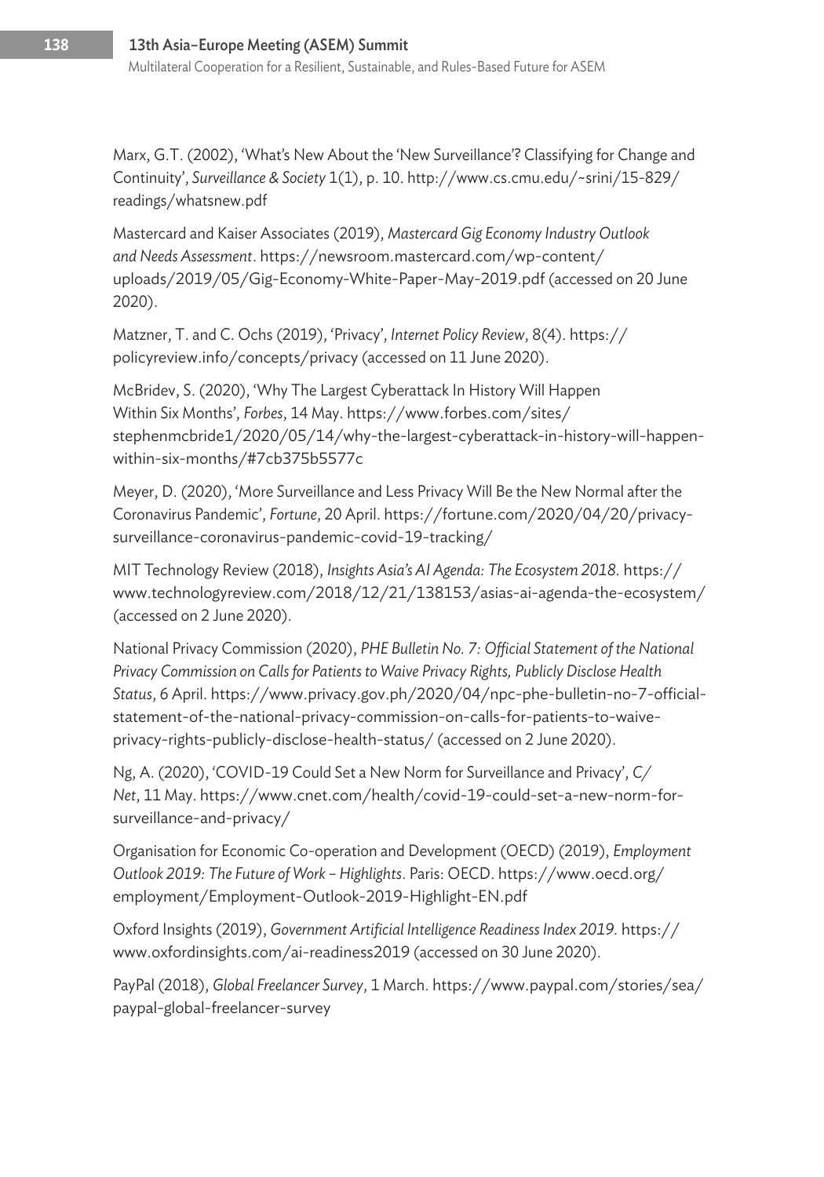Marx, G.T. (2002), 'What's New About the 'New Surveillance'? Classifying for Change and Continuity', *Surveillance & Society* 1(1), p. 10. http://www.cs.cmu.edu/~srini/15-829/readings/whatsnew.pdf

Mastercard and Kaiser Associates (2019), *Mastercard Gig Economy Industry Outlook and Needs Assessment*. https://newsroom.mastercard.com/wp-content/uploads/2019/05/Gig-Economy-White-Paper-May-2019.pdf (accessed on 20 June 2020).

Matzner, T. and C. Ochs (2019), 'Privacy', *Internet Policy Review*, 8(4). https://policyreview.info/concepts/privacy (accessed on 11 June 2020).

McBridev, S. (2020), 'Why The Largest Cyberattack In History Will Happen Within Six Months', *Forbes*, 14 May. https://www.forbes.com/sites/stephenmcbride1/2020/05/14/why-the-largest-cyberattack-in-history-will-happen-within-six-months/#7cb375b5577c

Meyer, D. (2020), 'More Surveillance and Less Privacy Will Be the New Normal after the Coronavirus Pandemic', *Fortune*, 20 April. https://fortune.com/2020/04/20/privacy-surveillance-coronavirus-pandemic-covid-19-tracking/

MIT Technology Review (2018), *Insights Asia's AI Agenda: The Ecosystem 2018*. https://www.technologyreview.com/2018/12/21/138153/asias-ai-agenda-the-ecosystem/ (accessed on 2 June 2020).

National Privacy Commission (2020), *PHE Bulletin No. 7: Official Statement of the National Privacy Commission on Calls for Patients to Waive Privacy Rights, Publicly Disclose Health Status*, 6 April. https://www.privacy.gov.ph/2020/04/npc-phe-bulletin-no-7-official-statement-of-the-national-privacy-commission-on-calls-for-patients-to-waive-privacy-rights-publicly-disclose-health-status/ (accessed on 2 June 2020).

Ng, A. (2020), 'COVID-19 Could Set a New Norm for Surveillance and Privacy', *C/Net*, 11 May. https://www.cnet.com/health/covid-19-could-set-a-new-norm-for-surveillance-and-privacy/

Organisation for Economic Co-operation and Development (OECD) (2019), *Employment Outlook 2019: The Future of Work – Highlights*. Paris: OECD. https://www.oecd.org/employment/Employment-Outlook-2019-Highlight-EN.pdf

Oxford Insights (2019), *Government Artificial Intelligence Readiness Index 2019*. https://www.oxfordinsights.com/ai-readiness2019 (accessed on 30 June 2020).

PayPal (2018), *Global Freelancer Survey*, 1 March. https://www.paypal.com/stories/sea/paypal-global-freelancer-survey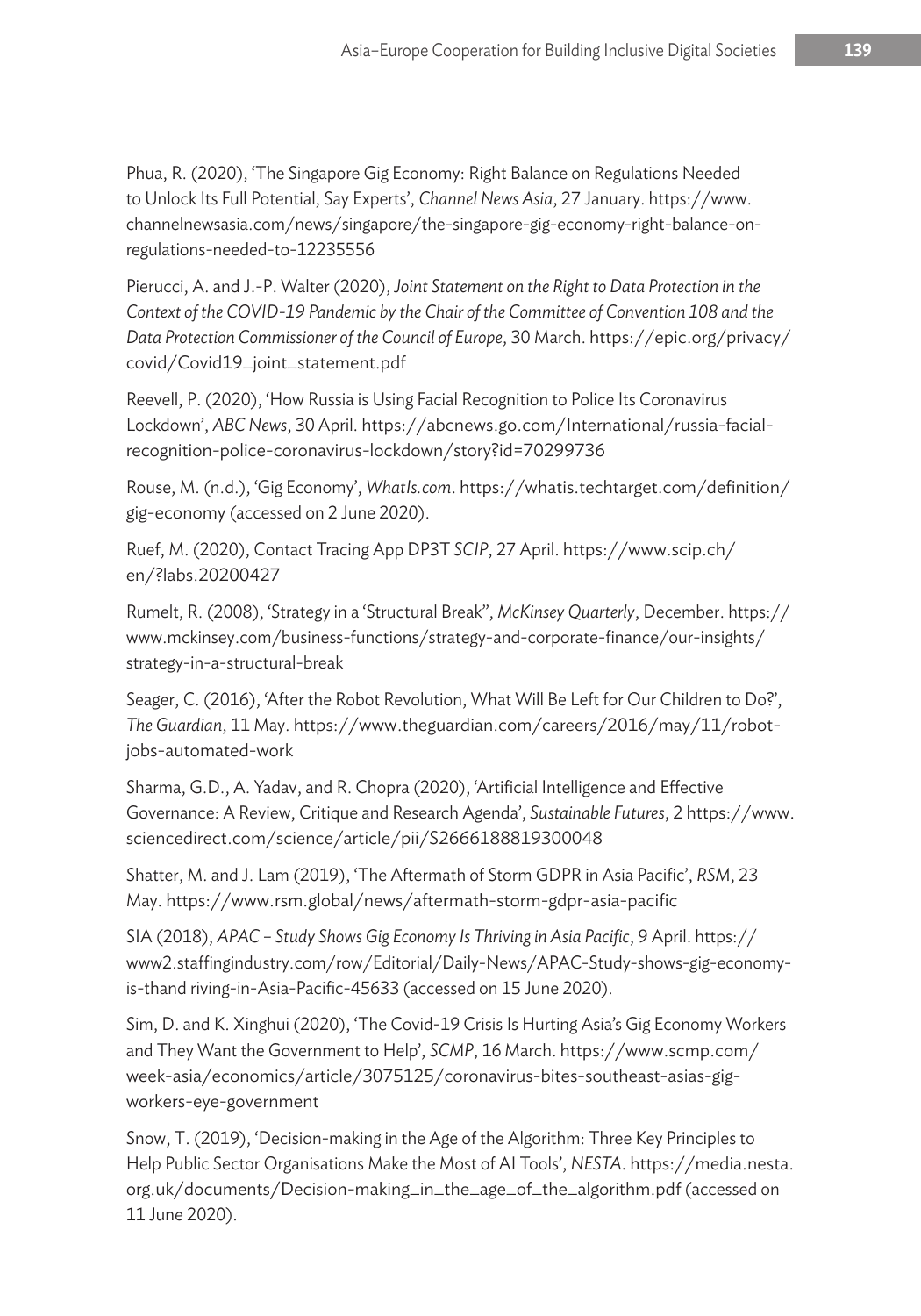Phua, R. (2020), 'The Singapore Gig Economy: Right Balance on Regulations Needed to Unlock Its Full Potential, Say Experts', *Channel News Asia*, 27 January. https://www.channelnewsasia.com/news/singapore/the-singapore-gig-economy-right-balance-on-regulations-needed-to-12235556

Pierucci, A. and J.-P. Walter (2020), *Joint Statement on the Right to Data Protection in the Context of the COVID-19 Pandemic by the Chair of the Committee of Convention 108 and the Data Protection Commissioner of the Council of Europe*, 30 March. https://epic.org/privacy/covid/Covid19_joint_statement.pdf

Reevell, P. (2020), 'How Russia is Using Facial Recognition to Police Its Coronavirus Lockdown', *ABC News*, 30 April. https://abcnews.go.com/International/russia-facial-recognition-police-coronavirus-lockdown/story?id=70299736

Rouse, M. (n.d.), 'Gig Economy', *WhatIs.com*. https://whatis.techtarget.com/definition/gig-economy (accessed on 2 June 2020).

Ruef, M. (2020), Contact Tracing App DP3T *SCIP*, 27 April. https://www.scip.ch/en/?labs.20200427

Rumelt, R. (2008), 'Strategy in a 'Structural Break'', *McKinsey Quarterly*, December. https://www.mckinsey.com/business-functions/strategy-and-corporate-finance/our-insights/strategy-in-a-structural-break

Seager, C. (2016), 'After the Robot Revolution, What Will Be Left for Our Children to Do?', *The Guardian*, 11 May. https://www.theguardian.com/careers/2016/may/11/robot-jobs-automated-work

Sharma, G.D., A. Yadav, and R. Chopra (2020), 'Artificial Intelligence and Effective Governance: A Review, Critique and Research Agenda', *Sustainable Futures*, 2 https://www.sciencedirect.com/science/article/pii/S2666188819300048

Shatter, M. and J. Lam (2019), 'The Aftermath of Storm GDPR in Asia Pacific', *RSM*, 23 May. https://www.rsm.global/news/aftermath-storm-gdpr-asia-pacific

SIA (2018), *APAC – Study Shows Gig Economy Is Thriving in Asia Pacific*, 9 April. https://www2.staffingindustry.com/row/Editorial/Daily-News/APAC-Study-shows-gig-economy-is-thand riving-in-Asia-Pacific-45633 (accessed on 15 June 2020).

Sim, D. and K. Xinghui (2020), 'The Covid-19 Crisis Is Hurting Asia's Gig Economy Workers and They Want the Government to Help', *SCMP*, 16 March. https://www.scmp.com/week-asia/economics/article/3075125/coronavirus-bites-southeast-asias-gig-workers-eye-government

Snow, T. (2019), 'Decision-making in the Age of the Algorithm: Three Key Principles to Help Public Sector Organisations Make the Most of AI Tools', *NESTA*. https://media.nesta.org.uk/documents/Decision-making_in_the_age_of_the_algorithm.pdf (accessed on 11 June 2020).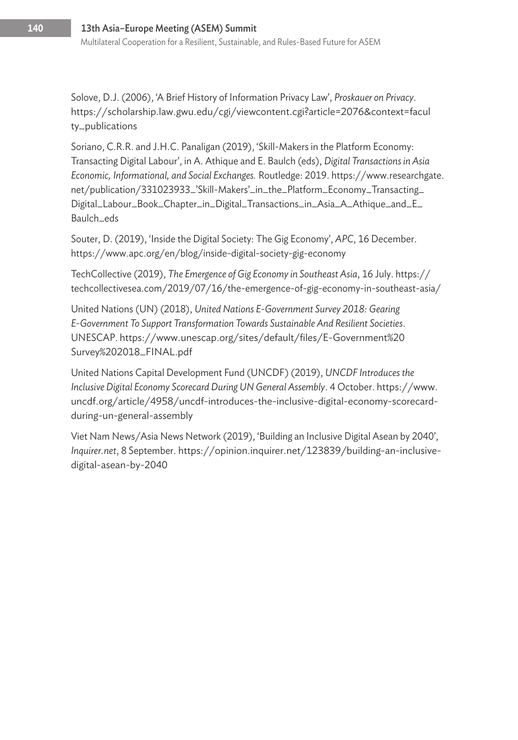Solove, D.J. (2006), 'A Brief History of Information Privacy Law', *Proskauer on Privacy*. https://scholarship.law.gwu.edu/cgi/viewcontent.cgi?article=2076&context=faculty_publications

Soriano, C.R.R. and J.H.C. Panaligan (2019), 'Skill-Makers in the Platform Economy: Transacting Digital Labour', in A. Athique and E. Baulch (eds), *Digital Transactions in Asia Economic, Informational, and Social Exchanges.* Routledge: 2019. https://www.researchgate.net/publication/331023933_'Skill-Makers'_in_the_Platform_Economy_Transacting_Digital_Labour_Book_Chapter_in_Digital_Transactions_in_Asia_A_Athique_and_E_Baulch_eds

Souter, D. (2019), 'Inside the Digital Society: The Gig Economy', *APC*, 16 December. https://www.apc.org/en/blog/inside-digital-society-gig-economy

TechCollective (2019), *The Emergence of Gig Economy in Southeast Asia*, 16 July. https://techcollectivesea.com/2019/07/16/the-emergence-of-gig-economy-in-southeast-asia/

United Nations (UN) (2018), *United Nations E-Government Survey 2018: Gearing E-Government To Support Transformation Towards Sustainable And Resilient Societies*. UNESCAP. https://www.unescap.org/sites/default/files/E-Government%20Survey%202018_FINAL.pdf

United Nations Capital Development Fund (UNCDF) (2019), *UNCDF Introduces the Inclusive Digital Economy Scorecard During UN General Assembly*. 4 October. https://www.uncdf.org/article/4958/uncdf-introduces-the-inclusive-digital-economy-scorecard-during-un-general-assembly

Viet Nam News/Asia News Network (2019), 'Building an Inclusive Digital Asean by 2040', *Inquirer.net*, 8 September. https://opinion.inquirer.net/123839/building-an-inclusive-digital-asean-by-2040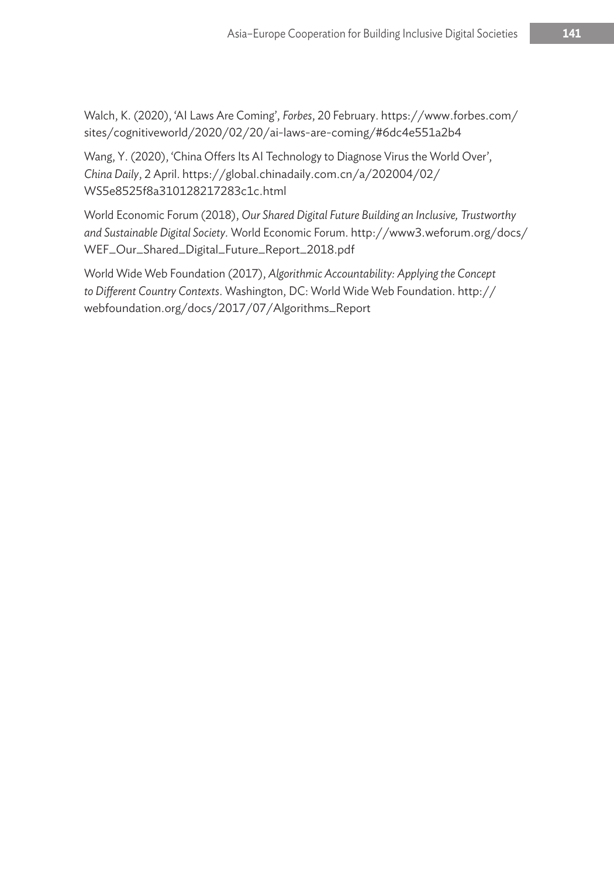Walch, K. (2020), 'AI Laws Are Coming', *Forbes*, 20 February. https://www.forbes.com/sites/cognitiveworld/2020/02/20/ai-laws-are-coming/#6dc4e551a2b4

Wang, Y. (2020), 'China Offers Its AI Technology to Diagnose Virus the World Over', *China Daily*, 2 April. https://global.chinadaily.com.cn/a/202004/02/WS5e8525f8a310128217283c1c.html

World Economic Forum (2018), *Our Shared Digital Future Building an Inclusive, Trustworthy and Sustainable Digital Society*. World Economic Forum. http://www3.weforum.org/docs/WEF_Our_Shared_Digital_Future_Report_2018.pdf

World Wide Web Foundation (2017), *Algorithmic Accountability: Applying the Concept to Different Country Contexts*. Washington, DC: World Wide Web Foundation. http://webfoundation.org/docs/2017/07/Algorithms_Report